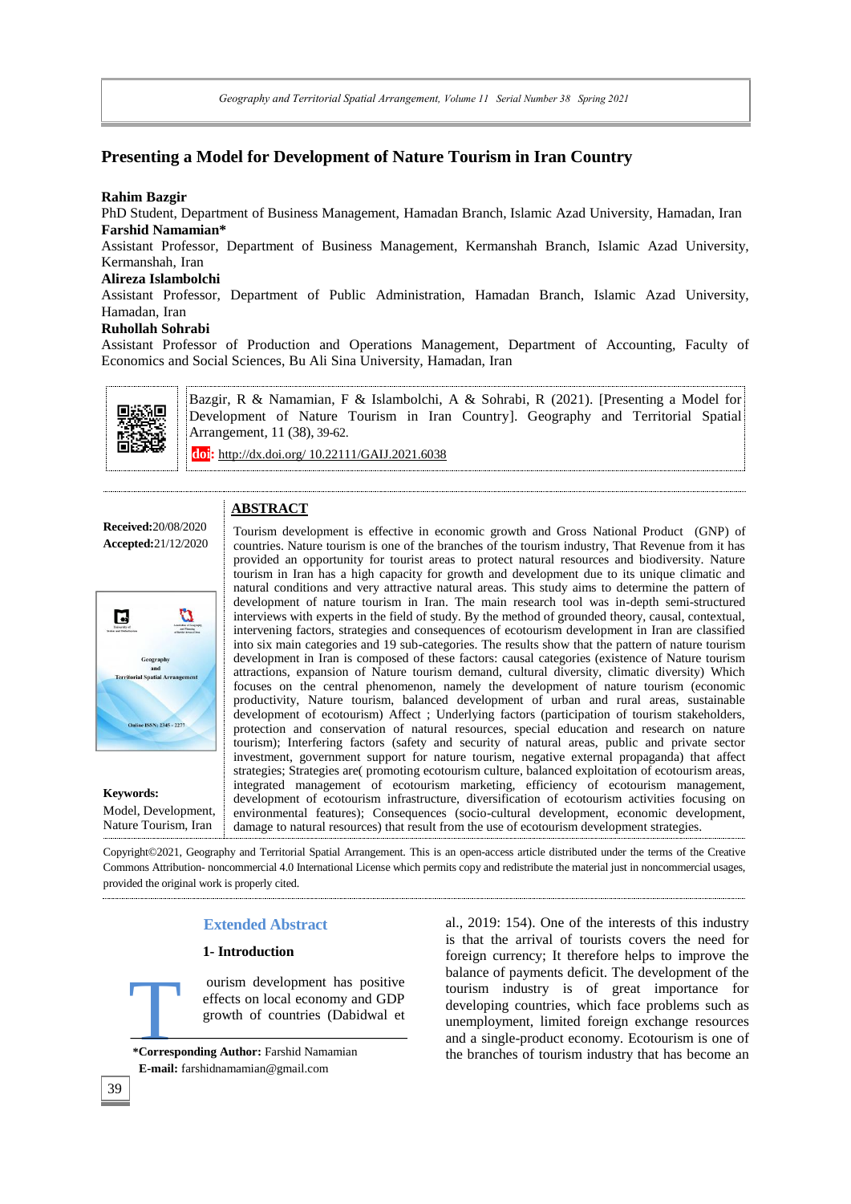# Presenting a Model for Development of Nature Tourism in Iran Country

**Rahim Bazgir**
PhD Student, Department of Business Management, Hamadan Branch, Islamic Azad University, Hamadan, Iran
**Farshid Namamian***
Assistant Professor, Department of Business Management, Kermanshah Branch, Islamic Azad University, Kermanshah, Iran
**Alireza Islambolchi**
Assistant Professor, Department of Public Administration, Hamadan Branch, Islamic Azad University, Hamadan, Iran
**Ruhollah Sohrabi**
Assistant Professor of Production and Operations Management, Department of Accounting, Faculty of Economics and Social Sciences, Bu Ali Sina University, Hamadan, Iran

Bazgir, R & Namamian, F & Islambolchi, A & Sohrabi, R (2021). [Presenting a Model for Development of Nature Tourism in Iran Country]. Geography and Territorial Spatial Arrangement, 11 (38), 39-62.
**doi:** http://dx.doi.org/ 10.22111/GAIJ.2021.6038

**Received:**20/08/2020
**Accepted:**21/12/2020

## ABSTRACT

Tourism development is effective in economic growth and Gross National Product (GNP) of countries. Nature tourism is one of the branches of the tourism industry, That Revenue from it has provided an opportunity for tourist areas to protect natural resources and biodiversity. Nature tourism in Iran has a high capacity for growth and development due to its unique climatic and natural conditions and very attractive natural areas. This study aims to determine the pattern of development of nature tourism in Iran. The main research tool was in-depth semi-structured interviews with experts in the field of study. By the method of grounded theory, causal, contextual, intervening factors, strategies and consequences of ecotourism development in Iran are classified into six main categories and 19 sub-categories. The results show that the pattern of nature tourism development in Iran is composed of these factors: causal categories (existence of Nature tourism attractions, expansion of Nature tourism demand, cultural diversity, climatic diversity) Which focuses on the central phenomenon, namely the development of nature tourism (economic productivity, Nature tourism, balanced development of urban and rural areas, sustainable development of ecotourism) Affect ; Underlying factors (participation of tourism stakeholders, protection and conservation of natural resources, special education and research on nature tourism); Interfering factors (safety and security of natural areas, public and private sector investment, government support for nature tourism, negative external propaganda) that affect strategies; Strategies are( promoting ecotourism culture, balanced exploitation of ecotourism areas, integrated management of ecotourism marketing, efficiency of ecotourism management, development of ecotourism infrastructure, diversification of ecotourism activities focusing on environmental features); Consequences (socio-cultural development, economic development, damage to natural resources) that result from the use of ecotourism development strategies.

**Keywords:**
Model, Development, Nature Tourism, Iran

Copyright©2021, Geography and Territorial Spatial Arrangement. This is an open-access article distributed under the terms of the Creative Commons Attribution- noncommercial 4.0 International License which permits copy and redistribute the material just in noncommercial usages, provided the original work is properly cited.

## Extended Abstract

### 1- Introduction

Tourism development has positive effects on local economy and GDP growth of countries (Dabidwal et al., 2019: 154). One of the interests of this industry is that the arrival of tourists covers the need for foreign currency; It therefore helps to improve the balance of payments deficit. The development of the tourism industry is of great importance for developing countries, which face problems such as unemployment, limited foreign exchange resources and a single-product economy. Ecotourism is one of the branches of tourism industry that has become an

***Corresponding Author:** Farshid Namamian
**E-mail:** farshidnamamian@gmail.com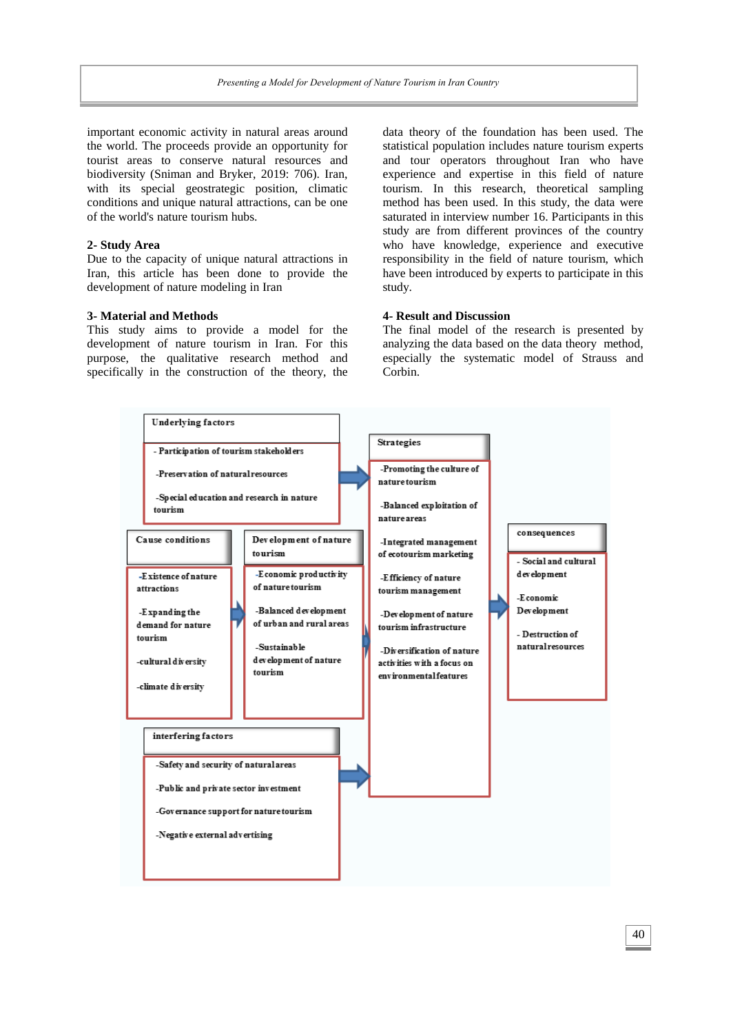important economic activity in natural areas around the world. The proceeds provide an opportunity for tourist areas to conserve natural resources and biodiversity (Sniman and Bryker, 2019: 706). Iran, with its special geostrategic position, climatic conditions and unique natural attractions, can be one of the world's nature tourism hubs.

## 2- Study Area

Due to the capacity of unique natural attractions in Iran, this article has done to provide the development of nature modeling in Iran

## 3- Material and Methods

This study aims to provide a model for the development of nature tourism in Iran. For this purpose, the qualitative research method and specifically in the construction of the theory, the data theory of the foundation has been used. The statistical population includes nature tourism experts and tour operators throughout Iran who have experience and expertise in this field of nature tourism. In this research, theoretical sampling method has been used. In this study, the data were saturated in interview number 16. Participants in this study are from different provinces of the country who have knowledge, experience and executive responsibility in the field of nature tourism, which have been introduced by experts to participate in this study.

## 4- Result and Discussion

The final model of the research is presented by analyzing the data based on the data theory method, especially the systematic model of Strauss and Corbin.

**Underlying factors**
- Participation of tourism stakeholders
- Preservation of natural resources
- Special education and research in nature tourism

**Cause conditions**
- Existence of nature attractions
- Expanding the demand for nature tourism
- cultural diversity
- climate diversity

**Development of nature tourism**
- Economic productivity of nature tourism
- Balanced development of urban and rural areas
- Sustainable development of nature tourism

**interfering factors**
- Safety and security of natural areas
- Public and private sector investment
- Governance support for nature tourism
- Negative external advertising

**Strategies**
- Promoting the culture of nature tourism
- Balanced exploitation of nature areas
- Integrated management of ecotourism marketing
- Efficiency of nature tourism management
- Development of nature tourism infrastructure
- Diversification of nature activities with a focus on environmental features

**consequences**
- Social and cultural development
- Economic Development
- Destruction of natural resources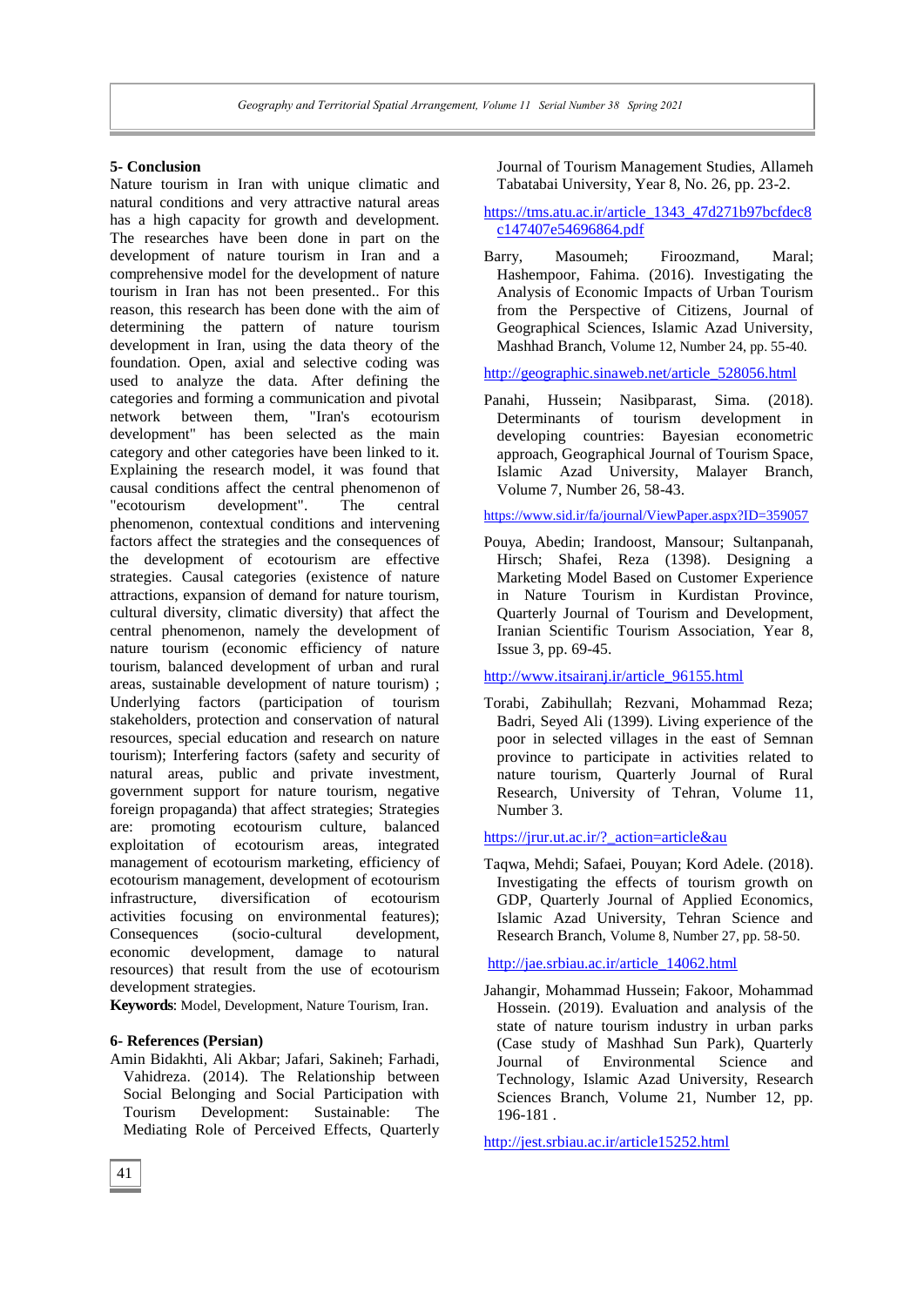## 5- Conclusion

Nature tourism in Iran with unique climatic and natural conditions and very attractive natural areas has a high capacity for growth and development. The researches have been done in part on the development of nature tourism in Iran and a comprehensive model for the development of nature tourism in Iran has not been presented.. For this reason, this research has been done with the aim of determining the pattern of nature tourism development in Iran, using the data theory of the foundation. Open, axial and selective coding was used to analyze the data. After defining the categories and forming a communication and pivotal network between them, "Iran's ecotourism development" has been selected as the main category and other categories have been linked to it. Explaining the research model, it was found that causal conditions affect the central phenomenon of "ecotourism development". The central phenomenon, contextual conditions and intervening factors affect the strategies and the consequences of the development of ecotourism are effective strategies. Causal categories (existence of nature attractions, expansion of demand for nature tourism, cultural diversity, climatic diversity) that affect the central phenomenon, namely the development of nature tourism (economic efficiency of nature tourism, balanced development of urban and rural areas, sustainable development of nature tourism) ; Underlying factors (participation of tourism stakeholders, protection and conservation of natural resources, special education and research on nature tourism); Interfering factors (safety and security of natural areas, public and private investment, government support for nature tourism, negative foreign propaganda) that affect strategies; Strategies are: promoting ecotourism culture, balanced exploitation of ecotourism areas, integrated management of ecotourism marketing, efficiency of ecotourism management, development of ecotourism infrastructure, diversification of ecotourism activities focusing on environmental features); Consequences (socio-cultural development, economic development, damage to natural resources) that result from the use of ecotourism development strategies.

**Keywords**: Model, Development, Nature Tourism, Iran.

## 6- References (Persian)

Amin Bidakhti, Ali Akbar; Jafari, Sakineh; Farhadi, Vahidreza. (2014). The Relationship between Social Belonging and Social Participation with Tourism Development: Sustainable: The Mediating Role of Perceived Effects, Quarterly Journal of Tourism Management Studies, Allameh Tabatabai University, Year 8, No. 26, pp. 23-2.

https://tms.atu.ac.ir/article_1343_47d271b97bcfdec8c147407e54696864.pdf

Barry, Masoumeh; Firoozmand, Maral; Hashempoor, Fahima. (2016). Investigating the Analysis of Economic Impacts of Urban Tourism from the Perspective of Citizens, Journal of Geographical Sciences, Islamic Azad University, Mashhad Branch, Volume 12, Number 24, pp. 55-40.

http://geographic.sinaweb.net/article_528056.html

Panahi, Hussein; Nasibparast, Sima. (2018). Determinants of tourism development in developing countries: Bayesian econometric approach, Geographical Journal of Tourism Space, Islamic Azad University, Malayer Branch, Volume 7, Number 26, 58-43.

https://www.sid.ir/fa/journal/ViewPaper.aspx?ID=359057

Pouya, Abedin; Irandoost, Mansour; Sultanpanah, Hirsch; Shafei, Reza (1398). Designing a Marketing Model Based on Customer Experience in Nature Tourism in Kurdistan Province, Quarterly Journal of Tourism and Development, Iranian Scientific Tourism Association, Year 8, Issue 3, pp. 69-45.

http://www.itsairanj.ir/article_96155.html

Torabi, Zabihullah; Rezvani, Mohammad Reza; Badri, Seyed Ali (1399). Living experience of the poor in selected villages in the east of Semnan province to participate in activities related to nature tourism, Quarterly Journal of Rural Research, University of Tehran, Volume 11, Number 3.

https://jrur.ut.ac.ir/?_action=article&au

Taqwa, Mehdi; Safaei, Pouyan; Kord Adele. (2018). Investigating the effects of tourism growth on GDP, Quarterly Journal of Applied Economics, Islamic Azad University, Tehran Science and Research Branch, Volume 8, Number 27, pp. 58-50.

http://jae.srbiau.ac.ir/article_14062.html

Jahangir, Mohammad Hussein; Fakoor, Mohammad Hossein. (2019). Evaluation and analysis of the state of nature tourism industry in urban parks (Case study of Mashhad Sun Park), Quarterly Journal of Environmental Science and Technology, Islamic Azad University, Research Sciences Branch, Volume 21, Number 12, pp. 196-181 .

http://jest.srbiau.ac.ir/article15252.html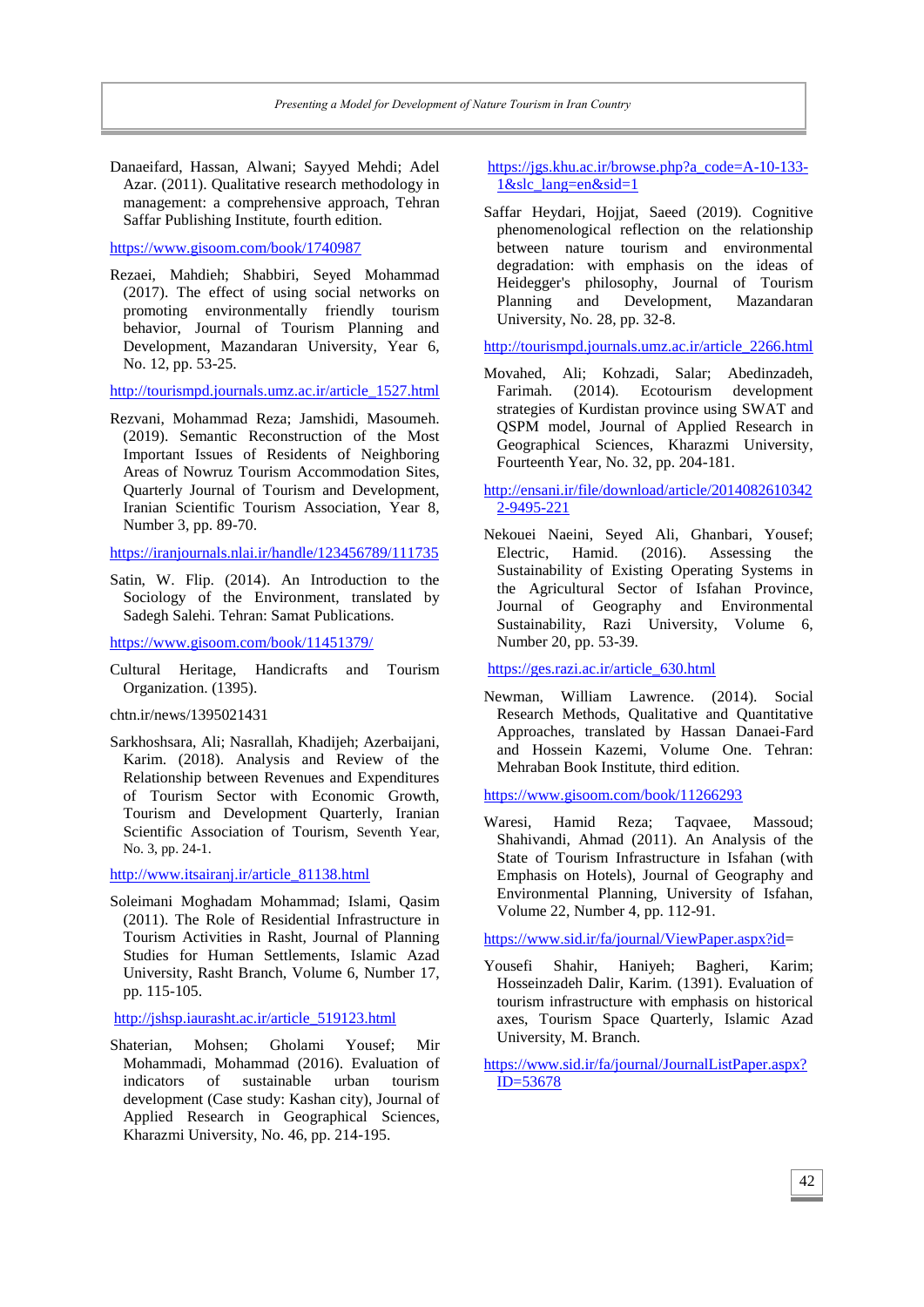Danaeifard, Hassan, Alwani; Sayyed Mehdi; Adel Azar. (2011). Qualitative research methodology in management: a comprehensive approach, Tehran Saffar Publishing Institute, fourth edition.

https://www.gisoom.com/book/1740987

Rezaei, Mahdieh; Shabbiri, Seyed Mohammad (2017). The effect of using social networks on promoting environmentally friendly tourism behavior, Journal of Tourism Planning and Development, Mazandaran University, Year 6, No. 12, pp. 53-25.

http://tourismpd.journals.umz.ac.ir/article_1527.html

Rezvani, Mohammad Reza; Jamshidi, Masoumeh. (2019). Semantic Reconstruction of the Most Important Issues of Residents of Neighboring Areas of Nowruz Tourism Accommodation Sites, Quarterly Journal of Tourism and Development, Iranian Scientific Tourism Association, Year 8, Number 3, pp. 89-70.

https://iranjournals.nlai.ir/handle/123456789/111735

Satin, W. Flip. (2014). An Introduction to the Sociology of the Environment, translated by Sadegh Salehi. Tehran: Samat Publications.

https://www.gisoom.com/book/11451379/

Cultural Heritage, Handicrafts and Tourism Organization. (1395).

chtn.ir/news/1395021431

Sarkhoshsara, Ali; Nasrallah, Khadijeh; Azerbaijani, Karim. (2018). Analysis and Review of the Relationship between Revenues and Expenditures of Tourism Sector with Economic Growth, Tourism and Development Quarterly, Iranian Scientific Association of Tourism, Seventh Year, No. 3, pp. 24-1.

http://www.itsairanj.ir/article_81138.html

Soleimani Moghadam Mohammad; Islami, Qasim (2011). The Role of Residential Infrastructure in Tourism Activities in Rasht, Journal of Planning Studies for Human Settlements, Islamic Azad University, Rasht Branch, Volume 6, Number 17, pp. 115-105.

http://jshsp.iaurasht.ac.ir/article_519123.html

Shaterian, Mohsen; Gholami Yousef; Mir Mohammadi, Mohammad (2016). Evaluation of indicators of sustainable urban tourism development (Case study: Kashan city), Journal of Applied Research in Geographical Sciences, Kharazmi University, No. 46, pp. 214-195.

https://jgs.khu.ac.ir/browse.php?a_code=A-10-133-1&slc_lang=en&sid=1

Saffar Heydari, Hojjat, Saeed (2019). Cognitive phenomenological reflection on the relationship between nature tourism and environmental degradation: with emphasis on the ideas of Heidegger's philosophy, Journal of Tourism Planning and Development, Mazandaran University, No. 28, pp. 32-8.

http://tourismpd.journals.umz.ac.ir/article_2266.html

Movahed, Ali; Kohzadi, Salar; Abedinzadeh, Farimah. (2014). Ecotourism development strategies of Kurdistan province using SWAT and QSPM model, Journal of Applied Research in Geographical Sciences, Kharazmi University, Fourteenth Year, No. 32, pp. 204-181.

http://ensani.ir/file/download/article/20140826103422-9495-221

Nekouei Naeini, Seyed Ali, Ghanbari, Yousef; Electric, Hamid. (2016). Assessing the Sustainability of Existing Operating Systems in the Agricultural Sector of Isfahan Province, Journal of Geography and Environmental Sustainability, Razi University, Volume 6, Number 20, pp. 53-39.

https://ges.razi.ac.ir/article_630.html

Newman, William Lawrence. (2014). Social Research Methods, Qualitative and Quantitative Approaches, translated by Hassan Danaei-Fard and Hossein Kazemi, Volume One. Tehran: Mehraban Book Institute, third edition.

https://www.gisoom.com/book/11266293

Waresi, Hamid Reza; Taqvaee, Massoud; Shahivandi, Ahmad (2011). An Analysis of the State of Tourism Infrastructure in Isfahan (with Emphasis on Hotels), Journal of Geography and Environmental Planning, University of Isfahan, Volume 22, Number 4, pp. 112-91.

https://www.sid.ir/fa/journal/ViewPaper.aspx?id=

Yousefi Shahir, Haniyeh; Bagheri, Karim; Hosseinzadeh Dalir, Karim. (1391). Evaluation of tourism infrastructure with emphasis on historical axes, Tourism Space Quarterly, Islamic Azad University, M. Branch.

https://www.sid.ir/fa/journal/JournalListPaper.aspx?ID=53678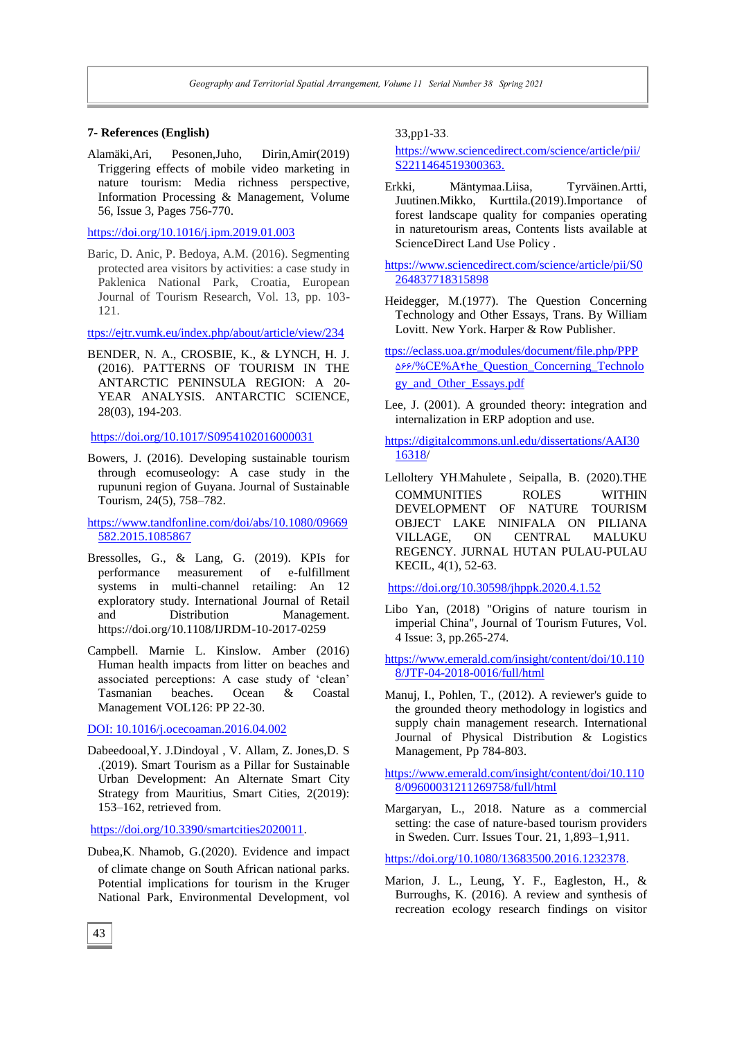### 7- References (English)

Alamäki,Ari, Pesonen,Juho, Dirin,Amir(2019) Triggering effects of mobile video marketing in nature tourism: Media richness perspective, Information Processing & Management, Volume 56, Issue 3, Pages 756-770.

https://doi.org/10.1016/j.ipm.2019.01.003

Baric, D. Anic, P. Bedoya, A.M. (2016). Segmenting protected area visitors by activities: a case study in Paklenica National Park, Croatia, European Journal of Tourism Research, Vol. 13, pp. 103-121.

ttps://ejtr.vumk.eu/index.php/about/article/view/234

BENDER, N. A., CROSBIE, K., & LYNCH, H. J. (2016). PATTERNS OF TOURISM IN THE ANTARCTIC PENINSULA REGION: A 20-YEAR ANALYSIS. ANTARCTIC SCIENCE, 28(03), 194-203.

https://doi.org/10.1017/S0954102016000031

Bowers, J. (2016). Developing sustainable tourism through ecomuseology: A case study in the rupununi region of Guyana. Journal of Sustainable Tourism, 24(5), 758–782.

https://www.tandfonline.com/doi/abs/10.1080/09669582.2015.1085867

Bressolles, G., & Lang, G. (2019). KPIs for performance measurement of e-fulfillment systems in multi-channel retailing: An exploratory study. International Journal of Retail and Distribution Management. https://doi.org/10.1108/IJRDM-10-2017-0259

Campbell. Marnie L. Kinslow. Amber (2016) Human health impacts from litter on beaches and associated perceptions: A case study of 'clean' Tasmanian beaches. Ocean & Coastal Management VOL126: PP 22-30.

DOI: 10.1016/j.ocecoaman.2016.04.002

Dabeedooal,Y. J.Dindoyal , V. Allam, Z. Jones,D. S .(2019). Smart Tourism as a Pillar for Sustainable Urban Development: An Alternate Smart City Strategy from Mauritius, Smart Cities, 2(2019): 153–162, retrieved from.

https://doi.org/10.3390/smartcities2020011.

Dubea,K. Nhamob, G.(2020). Evidence and impact of climate change on South African national parks. Potential implications for tourism in the Kruger National Park, Environmental Development, vol 33,pp1-33.

https://www.sciencedirect.com/science/article/pii/S2211464519300363.

Erkki, Mäntymaa.Liisa, Tyrväinen.Artti, Juutinen.Mikko, Kurttila.(2019).Importance of forest landscape quality for companies operating in naturetourism areas, Contents lists available at ScienceDirect Land Use Policy .

https://www.sciencedirect.com/science/article/pii/S0264837718315898

Heidegger, M.(1977). The Question Concerning Technology and Other Essays, Trans. By William Lovitt. New York. Harper & Row Publisher.

ttps://eclass.uoa.gr/modules/document/file.php/PPP۵۶۶/%CE%A۴he_Question_Concerning_Technology_and_Other_Essays.pdf

Lee, J. (2001). A grounded theory: integration and internalization in ERP adoption and use.

https://digitalcommons.unl.edu/dissertations/AAI3016318/

Lelloltery YH.Mahulete , Seipalla, B. (2020).THE COMMUNITIES ROLES WITHIN DEVELOPMENT OF NATURE TOURISM OBJECT LAKE NINIFALA ON PILIANA VILLAGE, ON CENTRAL MALUKU REGENCY. JURNAL HUTAN PULAU-PULAU KECIL, 4(1), 52-63.

https://doi.org/10.30598/jhppk.2020.4.1.52

Libo Yan, (2018) "Origins of nature tourism in imperial China", Journal of Tourism Futures, Vol. 4 Issue: 3, pp.265-274.

https://www.emerald.com/insight/content/doi/10.1108/JTF-04-2018-0016/full/html

Manuj, I., Pohlen, T., (2012). A reviewer's guide to the grounded theory methodology in logistics and supply chain management research. International Journal of Physical Distribution & Logistics Management, Pp 784-803.

https://www.emerald.com/insight/content/doi/10.1108/09600031211269758/full/html

Margaryan, L., 2018. Nature as a commercial setting: the case of nature-based tourism providers in Sweden. Curr. Issues Tour. 21, 1,893–1,911.

https://doi.org/10.1080/13683500.2016.1232378.

Marion, J. L., Leung, Y. F., Eagleston, H., & Burroughs, K. (2016). A review and synthesis of recreation ecology research findings on visitor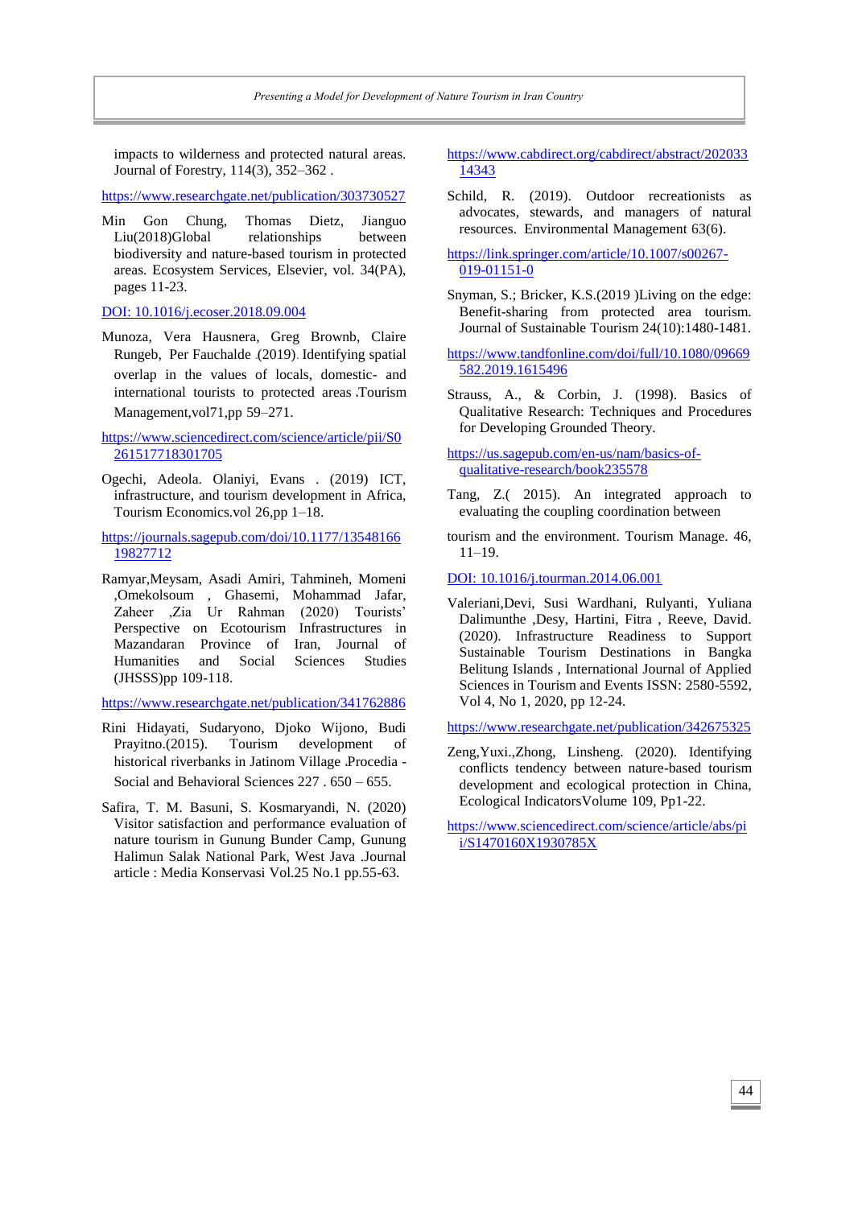impacts to wilderness and protected natural areas. Journal of Forestry, 114(3), 352–362 .

https://www.researchgate.net/publication/303730527

Min Gon Chung, Thomas Dietz, Jianguo Liu(2018)Global relationships between biodiversity and nature-based tourism in protected areas. Ecosystem Services, Elsevier, vol. 34(PA), pages 11-23.

DOI: 10.1016/j.ecoser.2018.09.004

Munoza, Vera Hausnera, Greg Brownb, Claire Rungeb, Per Fauchalde (2019). Identifying spatial overlap in the values of locals, domestic- and international tourists to protected areas .Tourism Management,vol71,pp 59–271.

https://www.sciencedirect.com/science/article/pii/S0261517718301705

Ogechi, Adeola. Olaniyi, Evans . (2019) ICT, infrastructure, and tourism development in Africa, Tourism Economics.vol 26,pp 1–18.

https://journals.sagepub.com/doi/10.1177/1354816619827712

Ramyar,Meysam, Asadi Amiri, Tahmineh, Momeni ,Omekolsoum , Ghasemi, Mohammad Jafar, Zaheer ,Zia Ur Rahman (2020) Tourists' Perspective on Ecotourism Infrastructures in Mazandaran Province of Iran, Journal of Humanities and Social Sciences Studies (JHSSS)pp 109-118.

https://www.researchgate.net/publication/341762886

Rini Hidayati, Sudaryono, Djoko Wijono, Budi Prayitno.(2015). Tourism development of historical riverbanks in Jatinom Village .Procedia - Social and Behavioral Sciences 227 . 650 – 655.

Safira, T. M. Basuni, S. Kosmaryandi, N. (2020) Visitor satisfaction and performance evaluation of nature tourism in Gunung Bunder Camp, Gunung Halimun Salak National Park, West Java .Journal article : Media Konservasi Vol.25 No.1 pp.55-63.

https://www.cabdirect.org/cabdirect/abstract/20203314343

Schild, R. (2019). Outdoor recreationists as advocates, stewards, and managers of natural resources. Environmental Management 63(6).

https://link.springer.com/article/10.1007/s00267-019-01151-0

Snyman, S.; Bricker, K.S.(2019 )Living on the edge: Benefit-sharing from protected area tourism. Journal of Sustainable Tourism 24(10):1480-1481.

https://www.tandfonline.com/doi/full/10.1080/09669582.2019.1615496

Strauss, A., & Corbin, J. (1998). Basics of Qualitative Research: Techniques and Procedures for Developing Grounded Theory.

https://us.sagepub.com/en-us/nam/basics-of-qualitative-research/book235578

Tang, Z.( 2015). An integrated approach to evaluating the coupling coordination between

tourism and the environment. Tourism Manage. 46, 11–19.

DOI: 10.1016/j.tourman.2014.06.001

Valeriani,Devi, Susi Wardhani, Rulyanti, Yuliana Dalimunthe ,Desy, Hartini, Fitra , Reeve, David. (2020). Infrastructure Readiness to Support Sustainable Tourism Destinations in Bangka Belitung Islands , International Journal of Applied Sciences in Tourism and Events ISSN: 2580-5592, Vol 4, No 1, 2020, pp 12-24.

https://www.researchgate.net/publication/342675325

Zeng,Yuxi.,Zhong, Linsheng. (2020). Identifying conflicts tendency between nature-based tourism development and ecological protection in China, Ecological IndicatorsVolume 109, Pp1-22.

https://www.sciencedirect.com/science/article/abs/pii/S1470160X1930785X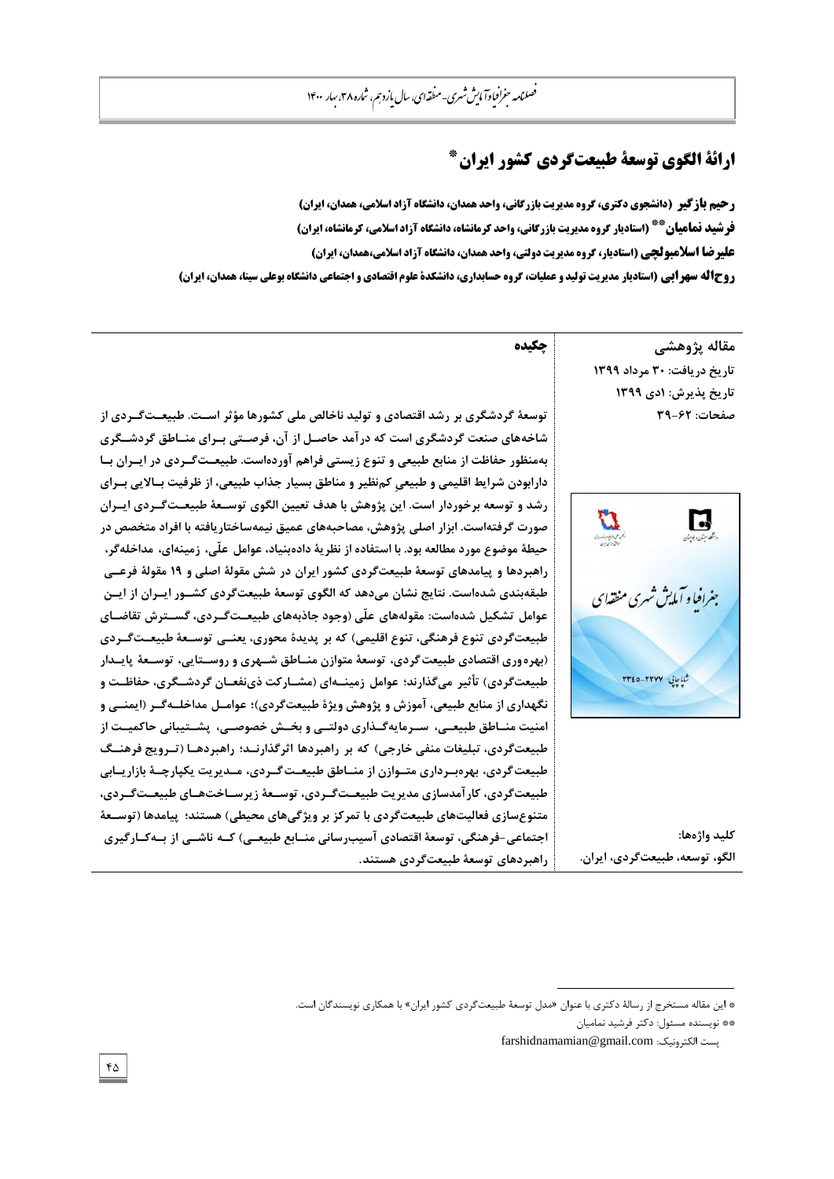# ارائهٔ الگوی توسعهٔ طبیعت‌گردی کشور ایران*

**رحیم بازگیر** (دانشجوی دکتری، گروه مدیریت بازرگانی، واحد همدان، دانشگاه آزاد اسلامی، همدان، ایران)

**فرشید نمامیان**** (استادیار گروه مدیریت بازرگانی، واحد کرمانشاه، دانشگاه آزاد اسلامی، کرمانشاه، ایران)

**علیرضا اسلامبولچی** (استادیار، گروه مدیریت دولتی، واحد همدان، دانشگاه آزاد اسلامی،همدان، ایران)

**روح‌اله سهرابی** (استادیار مدیریت تولید و عملیات، گروه حسابداری، دانشکدهٔ علوم اقتصادی و اجتماعی دانشگاه بوعلی سینا، همدان، ایران)

**مقاله پژوهشی**

تاریخ دریافت: ۳۰ مرداد ۱۳۹۹

تاریخ پذیرش: ادی ۱۳۹۹

صفحات: ۶۲-۳۹

## چکیده

توسعهٔ گردشگری بر رشد اقتصادی و تولید ناخالص ملی کشورها مؤثر است. طبیعت‌گردی از شاخه‌های صنعت گردشگری است که درآمد حاصل از آن، فرصتی برای مناطق گردشگری به‌منظور حفاظت از منابع طبیعی و تنوع زیستی فراهم آورده‌است. طبیعت‌گردی در ایران با دارابودن شرایط اقلیمی و طبیعی کم‌نظیر و مناطق بسیار جذاب طبیعی، از ظرفیت بالایی برای رشد و توسعه برخوردار است. این پژوهش با هدف تعیین الگوی توسعهٔ طبیعت‌گردی ایران صورت گرفته‌است. ابزار اصلی پژوهش، مصاحبه‌های عمیق نیمه‌ساختاریافته با افراد متخصص در حیطهٔ موضوع مورد مطالعه بود. با استفاده از نظریهٔ داده‌بنیاد، عوامل علّی، زمینه‌ای، مداخله‌گر، راهبردها و پیامدهای توسعهٔ طبیعت‌گردی کشور ایران در شش مقولهٔ اصلی و ۱۹ مقولهٔ فرعی طبقه‌بندی شده‌است. نتایج نشان می‌دهد که الگوی توسعهٔ طبیعت‌گردی کشور ایران از این عوامل تشکیل شده‌است: مقوله‌های علّی (وجود جاذبه‌های طبیعت‌گردی، گسترش تقاضای طبیعت‌گردی تنوع فرهنگی، تنوع اقلیمی) که بر پدیدهٔ محوری، یعنی توسعهٔ طبیعت‌گردی (بهره‌وری اقتصادی طبیعت‌گردی، توسعهٔ متوازن مناطق شهری و روستایی، توسعهٔ پایدار طبیعت‌گردی) تأثیر می‌گذارند؛ عوامل زمینه‌ای (مشارکت ذی‌نفعان گردشگری، حفاظت و نگهداری از منابع طبیعی، آموزش و پژوهش ویژهٔ طبیعت‌گردی)؛ عوامل مداخله‌گر (ایمنی و امنیت مناطق طبیعی، سرمایه‌گذاری دولتی و بخش خصوصی، پشتیبانی حاکمیت از طبیعت‌گردی، تبلیغات منفی خارجی) که بر راهبردها اثرگذارند؛ راهبردها (ترویج فرهنگ طبیعت‌گردی، بهره‌برداری متوازن از مناطق طبیعت‌گردی، مدیریت یکپارچهٔ بازاریابی طبیعت‌گردی، کارآمدسازی مدیریت طبیعت‌گردی، توسعهٔ زیرساخت‌های طبیعت‌گردی، متنوع‌سازی فعالیت‌های طبیعت‌گردی با تمرکز بر ویژگی‌های محیطی) هستند؛ پیامدها (توسعهٔ اجتماعی-فرهنگی، توسعهٔ اقتصادی آسیب‌رسانی منابع طبیعی) که ناشی از به‌کارگیری راهبردهای توسعهٔ طبیعت‌گردی هستند.

**کلید واژه‌ها:**

الگو، توسعه، طبیعت‌گردی، ایران.

---

* این مقاله مستخرج از رسالهٔ دکتری با عنوان «مدل توسعهٔ طبیعت‌گردی کشور ایران» با همکاری نویسندگان است.

** نویسنده مسئول: دکتر فرشید نمامیان

پست الکترونیک: farshidnamamian@gmail.com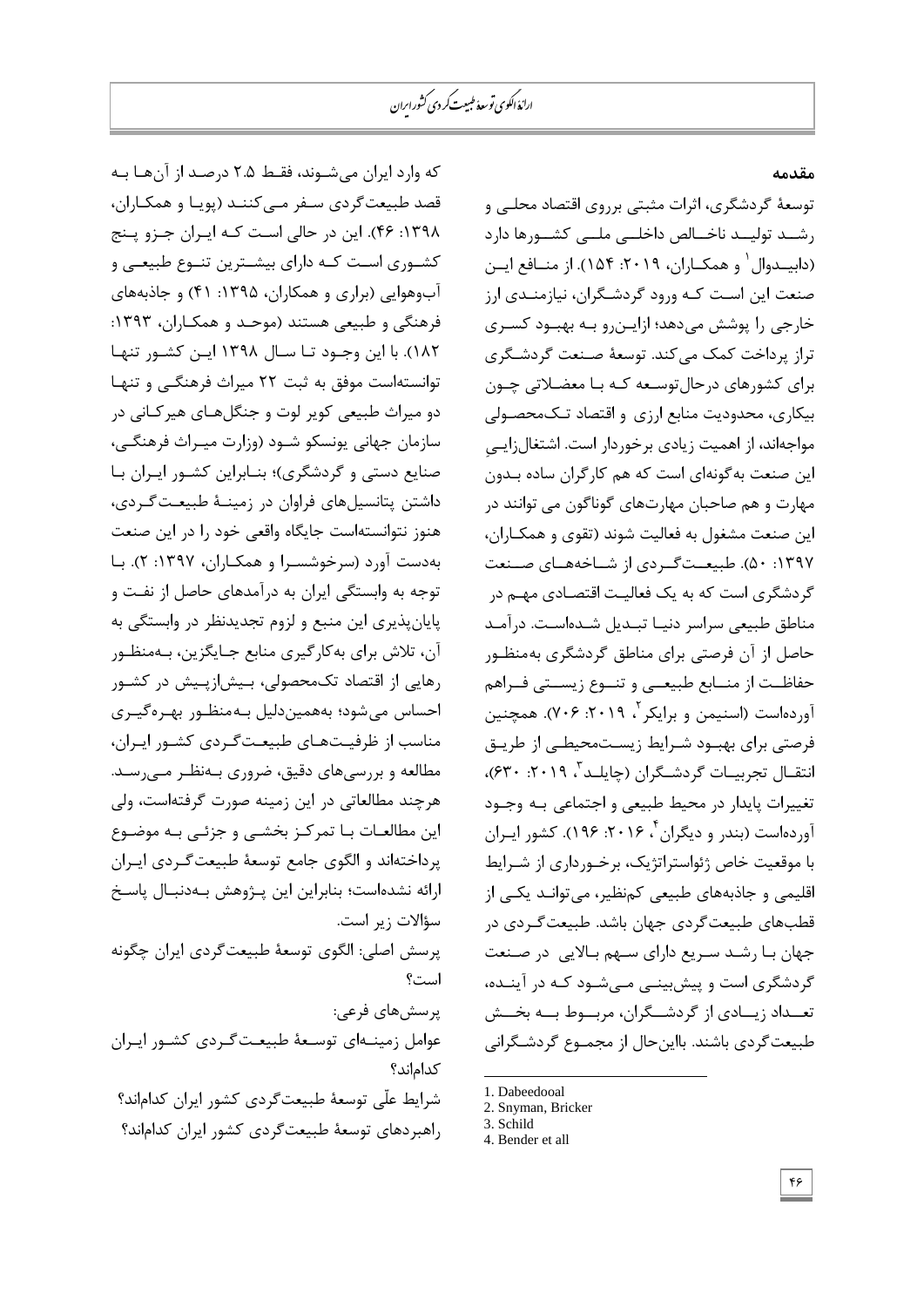## مقدمه

توسعهٔ گردشگری، اثرات مثبتی برروی اقتصاد محلـی و رشـد تولیـد ناخـالص داخلـی ملـی کشـورها دارد (دابیـدوال[1] و همکـاران، ۲۰۱۹: ۱۵۴). از منـافع ایـن صنعت این اسـت کـه ورود گردشـگران، نیازمنـدی ارز خارجی را پوشش می‌دهد؛ ازایـن‌رو بـه بهبـود کسـری تراز پرداخت کمک می‌کند. توسعهٔ صـنعت گردشـگری برای کشورهای درحال‌توسـعه کـه بـا معضـلاتی چـون بیکاری، محدودیت منابع ارزی و اقتصاد تـک‌محصـولی مواجه‌اند، از اهمیت زیادی برخوردار است. اشتغال‌زایـیِ این صنعت به‌گونه‌ای است که هم کارگران ساده بـدون مهارت و هم صاحبان مهارت‌های گوناگون می توانند در این صنعت مشغول به فعالیت شوند (تقوی و همکـاران، ۱۳۹۷: ۵۰). طبیعـت‌گـردی از شـاخه‌هـای صـنعت گردشگری است که به یک فعالیـت اقتصـادی مهـم در مناطق طبیعی سراسر دنیـا تبـدیل شـده‌اسـت. درآمـد حاصل از آن فرصتی برای مناطق گردشگری به‌منظـور حفاظـت از منـابع طبیعـی و تنـوع زیسـتی فـراهم آورده‌است (اسنیمن و برایکر[2]، ۲۰۱۹: ۷۰۶). همچنین فرصتی برای بهبـود شـرایط زیسـت‌محیطـی از طریـق انتقـال تجربیـات گردشـگران (چایلـد[3]، ۲۰۱۹: ۶۳۰)، تغییرات پایدار در محیط طبیعی و اجتماعی بـه وجـود آورده‌است (بندر و دیگران[4]، ۲۰۱۶: ۱۹۶). کشور ایـران با موقعیت خاص ژئواستراتژیک، برخـورداری از شـرایط اقلیمی و جاذبه‌های طبیعی کم‌نظیر، می‌توانـد یکـی از قطب‌های طبیعت‌گردی جهان باشد. طبیعت‌گـردی در جهان بـا رشـد سـریع دارای سـهم بـالایی در صـنعت گردشگری است و پیش‌بینـی مـی‌شـود کـه در آینـده، تعـداد زیـادی از گردشـگران، مربـوط بـه بخـش طبیعت‌گردی باشند. بااین‌حال از مجمـوع گردشـگرانی که وارد ایران می‌شـوند، فقـط ۲.۵ درصـد از آن‌هـا بـه قصد طبیعت‌گردی سـفر مـی‌کننـد (پویـا و همکـاران، ۱۳۹۸: ۴۶). این در حالی اسـت کـه ایـران جـزو پـنج کشـوری اسـت کـه دارای بیشـترین تنـوع طبیعـی و آب‌وهوایی (براری و همکاران، ۱۳۹۵: ۴۱) و جاذبه‌های فرهنگی و طبیعی هستند (موحـد و همکـاران، ۱۳۹۳: ۱۸۲). با این وجـود تـا سـال ۱۳۹۸ ایـن کشـور تنهـا توانسته‌است موفق به ثبت ۲۲ میراث فرهنگـی و تنهـا دو میراث طبیعی کویر لوت و جنگل‌هـای هیرکـانی در سازمان جهانی یونسکو شـود (وزارت میـراث فرهنگـی، صنایع دستی و گردشگری)؛ بنـابراین کشـور ایـران بـا داشتن پتانسیل‌های فراوان در زمینـهٔ طبیعـت‌گـردی، هنوز نتوانسته‌است جایگاه واقعی خود را در این صنعت به‌دست آورد (سرخوشسـرا و همکـاران، ۱۳۹۷: ۲). بـا توجه به وابستگی ایران به درآمدهای حاصل از نفـت و پایان‌پذیری این منبع و لزوم تجدیدنظر در وابستگی به آن، تلاش برای به‌کارگیری منابع جـایگزین، بـه‌منظـور رهایی از اقتصاد تک‌محصولی، بـیش‌ازپـیش در کشـور احساس می‌شود؛ به‌همین‌دلیل بـه‌منظـور بهـره‌گیـری مناسب از ظرفیـت‌هـای طبیعـت‌گـردی کشـور ایـران، مطالعه و بررسی‌های دقیق، ضروری بـه‌نظـر مـی‌رسـد. هرچند مطالعاتی در این زمینه صورت گرفته‌است، ولی این مطالعـات بـا تمرکـز بخشـی و جزئـی بـه موضـوع پرداخته‌اند و الگوی جامع توسعهٔ طبیعت‌گـردی ایـران ارائه نشده‌است؛ بنابراین این پـژوهش بـه‌دنبـال پاسـخ سؤالات زیر است.

پرسش اصلی: الگوی توسعهٔ طبیعت‌گردی ایران چگونه است؟

پرسش‌های فرعی:

عوامل زمینـه‌ای توسـعهٔ طبیعـت‌گـردی کشـور ایـران کدام‌اند؟

شرایط علّی توسعهٔ طبیعت‌گردی کشور ایران کدام‌اند؟

راهبردهای توسعهٔ طبیعت‌گردی کشور ایران کدام‌اند؟

---

1. Dabeedooal
2. Snyman, Bricker
3. Schild
4. Bender et all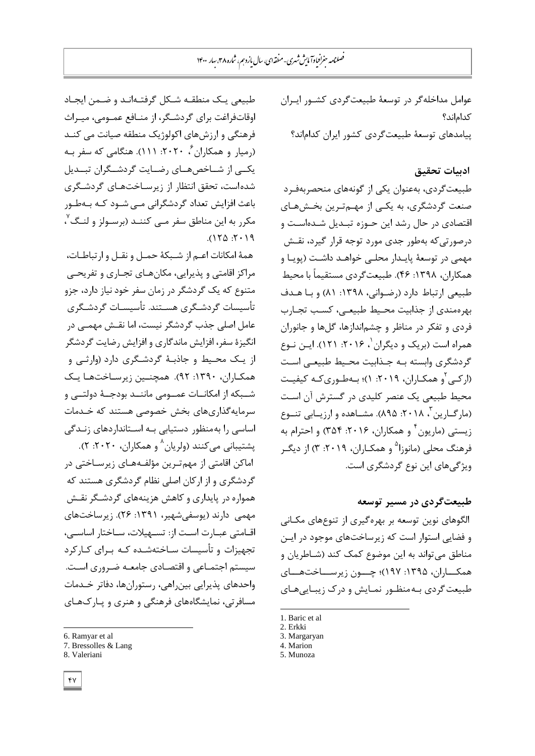عوامل مداخله‌گر در توسعهٔ طبیعت‌گردی کشـور ایـران کدام‌اند؟

پیامدهای توسعهٔ طبیعت‌گردی کشور ایران کدام‌اند؟

## ادبیات تحقیق

طبیعت‌گردی، به‌عنوان یکی از گونه‌های منحصربه‌فـرد صنعت گردشگری، به یکـی از مهـم‌تـرین بخـش‌هـای اقتصادی در حال رشد این حـوزه تبـدیل شـده‌اسـت و درصورتی‌که به‌طور جدی مورد توجه قرار گیرد، نقـش مهمی در توسعهٔ پایـدار محلـی خواهـد داشـت (پویـا و همکاران، ۱۳۹۸: ۴۶). طبیعت‌گردی مستقیماً با محیط طبیعی ارتباط دارد (رضـوانی، ۱۳۹۸: ۸۱) و بـا هـدف بهره‌مندی از جذابیت محـیط طبیعـی، کسـب تجـارب فردی و تفکر در مناظر و چشم‌اندازها، گل‌ها و جانوران همراه است (بریک و دیگران[1]، ۲۰۱۶: ۱۲۱). ایـن نـوع گردشگری وابسته بـه جـذابیت محـیط طبیعـی اسـت (ارکـی[2]و همکـاران، ۲۰۱۹: ۱)؛ بـه‌طـوری‌کـه کیفیـت محیط طبیعی یک عنصر کلیدی در گسترش آن اسـت (مارگـارین[3]، ۲۰۱۸: ۸۹۵). مشـاهده و ارزیـابی تنـوع زیستی (ماریون[4] و همکاران، ۲۰۱۶: ۳۵۴) و احترام به فرهنگ محلی (مانوزا[5] و همکـاران، ۲۰۱۹: ۳) از دیگـر ویژگی‌های این نوع گردشگری است.

## طبیعت‌گردی در مسیر توسعه

الگوهای نوین توسعه بر بهره‌گیری از تنوع‌های مکـانی و فضایی استوار است که زیرساخت‌های موجود در ایـن مناطق می‌تواند به این موضوع کمک کند (شـاطریان و همکـــاران، ۱۳۹۵: ۱۹۷)؛ چـــون زیرســـاخت‌هـــای طبیعت‌گردی بـه‌منظـور نمـایش و درک زیبـایی‌هـای طبیعی یـک منطقـه شـکل گرفتـه‌انـد و ضـمن ایجـاد اوقات‌فراغت برای گردشـگر، از منـافع عمـومی، میـراث فرهنگی و ارزش‌های اکولوژیک منطقه صیانت می کنـد (رمیار و همکاران[6]، ۲۰۲۰: ۱۱۱). هنگامی که سفر بـه یکــی از شــاخص‌هــای رضــایت گردشــگران تبــدیل شده‌است، تحقق انتظار از زیرسـاخت‌هـای گردشـگری باعث افزایش تعداد گردشگرانی مـی شـود کـه بـه‌طـور مکرر به این مناطق سفر مـی کننـد (برسـولز و لنـگ[7]، ۲۰۱۹: ۱۲۵).

همهٔ امکانات اعـم از شـبکهٔ حمـل و نقـل و ارتباطـات، مراکز اقامتی و پذیرایی، مکان‌هـای تجـاری و تفریحـی متنوع که یک گردشگر در زمان سفر خود نیاز دارد، جزو تأسیسات گردشـگری هسـتند. تأسیسـات گردشـگری عامل اصلی جذب گردشگر نیست، اما نقـش مهمـی در انگیزهٔ سفر، افزایش ماندگاری و افزایش رضایت گردشگر از یـک محـیط و جاذبـهٔ گردشـگری دارد (وارثـی و همکـاران، ۱۳۹۰: ۹۲). همچنـین زیرسـاخت‌هـا یـک شــبکه از امکانــات عمــومی ماننــد بودجــهٔ دولتــی و سرمایه‌گذاری‌های بخش خصوصی هستند که خـدمات اساسی را به‌منظور دستیابی بـه اسـتانداردهای زنـدگی پشتیبانی می‌کنند (ولریان[8] و همکاران، ۲۰۲۰: ۲).

اماکن اقامتی از مهم‌تـرین مؤلفـه‌هـای زیرسـاختی در گردشگری و از ارکان اصلی نظام گردشگری هستند که همواره در پایداری و کاهش هزینه‌های گردشـگر نقـش مهمی دارند (یوسفی‌شهیر، ۱۳۹۱: ۲۶). زیرساخت‌های اقـامتی عبـارت اسـت از: تسـهیلات، سـاختار اساسـی، تجهیزات و تأسیسات سـاخته‌شـده کـه بـرای کـارکرد سیستم اجتمـاعی و اقتصـادی جامعـه ضـروری اسـت. واحدهای پذیرایی بین‌راهی، رستوران‌ها، دفاتر خـدمات مسافرتی، نمایشگاه‌های فرهنگی و هنری و پـارک‌هـای

---

1. Baric et al
2. Erkki
3. Margaryan
4. Marion
5. Munoza
6. Ramyar et al
7. Bressolles & Lang
8. Valeriani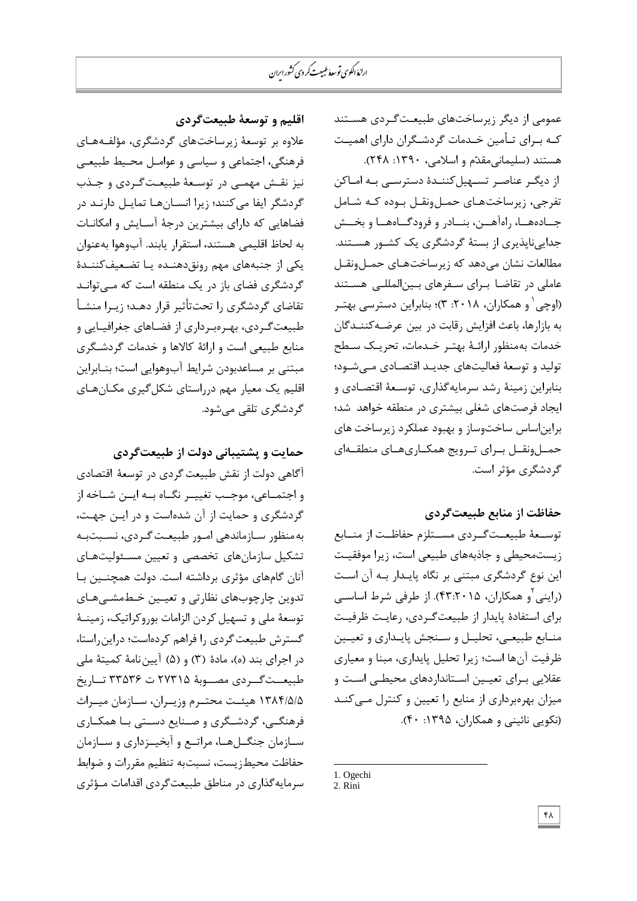عمومی از دیگر زیرساخت‌های طبیعت‌گردی هستند که برای تأمین خدمات گردشگران دارای اهمیت هستند (سلیمانی‌مقدّم و اسلامی، ۱۳۹۰: ۲۴۸).

از دیگر عناصر تسهیل‌کنندهٔ دسترسی به اماکن تفرجی، زیرساخت‌های حمل‌ونقل بوده که شامل جاده‌ها، راه‌آهن، بنادر و فرودگاه‌ها و بخش جدایی‌ناپذیری از بستهٔ گردشگری یک کشور هستند. مطالعات نشان می‌دهد که زیرساخت‌های حمل‌ونقل عاملی در تقاضا برای سفرهای بین‌المللی هستند (اوچی[1] و همکاران، ۲۰۱۸: ۳)؛ بنابراین دسترسی بهتر به بازارها، باعث افزایش رقابت در بین عرضه‌کنندگان خدمات به‌منظور ارائهٔ بهتر خدمات، تحریک سطح تولید و توسعهٔ فعالیت‌های جدید اقتصادی می‌شود؛ بنابراین زمینهٔ رشد سرمایه‌گذاری، توسعهٔ اقتصادی و ایجاد فرصت‌های شغلی بیشتری در منطقه خواهد شد؛ براین‌اساس ساخت‌وساز و بهبود عملکرد زیرساخت های حمل‌ونقل برای ترویج همکاری‌های منطقه‌ای گردشگری مؤثر است.

### حفاظت از منابع طبیعت‌گردی

توسعهٔ طبیعت‌گردی مستلزم حفاظت از منابع زیست‌محیطی و جاذبه‌های طبیعی است، زیرا موفقیت این نوع گردشگری مبتنی بر نگاه پایدار به آن است (راینی[2] و همکاران، ۲۰۱۵:۴۳). از طرفی شرط اساسی برای استفادهٔ پایدار از طبیعت‌گردی، رعایت ظرفیت منابع طبیعی، تحلیل و سنجش پایداری و تعیین ظرفیت آن‌ها است؛ زیرا تحلیل پایداری، مبنا و معیاری عقلایی برای تعیین استانداردهای محیطی است و میزان بهره‌برداری از منابع را تعیین و کنترل می‌کند (نکویی نائینی و همکاران، ۱۳۹۵: ۴۰).

### اقلیم و توسعهٔ طبیعت‌گردی

علاوه بر توسعهٔ زیرساخت‌های گردشگری، مؤلفه‌های فرهنگی، اجتماعی و سیاسی و عوامل محیط طبیعی نیز نقش مهمی در توسعهٔ طبیعت‌گردی و جذب گردشگر ایفا می‌کنند؛ زیرا انسان‌ها تمایل دارند در فضاهایی که دارای بیشترین درجهٔ آسایش و امکانات به لحاظ اقلیمی هستند، استقرار یابند. آب‌وهوا به‌عنوان یکی از جنبه‌های مهم رونق‌دهنده یا تضعیف‌کنندهٔ گردشگری فضای باز در یک منطقه است که می‌تواند تقاضای گردشگری را تحت‌تأثیر قرار دهد؛ زیرا منشأ طبیعت‌گردی، بهره‌برداری از فضاهای جغرافیایی و منابع طبیعی است و ارائهٔ کالاها و خدمات گردشگری مبتنی بر مساعدبودن شرایط آب‌وهوایی است؛ بنابراین اقلیم یک معیار مهم درراستای شکل‌گیری مکان‌های گردشگری تلقی می‌شود.

### حمایت و پشتیبانی دولت از طبیعت‌گردی

آگاهی دولت از نقش طبیعت‌گردی در توسعهٔ اقتصادی و اجتماعی، موجب تغییر نگاه به این شاخه از گردشگری و حمایت از آن شده‌است و در این جهت، به‌منظور ساماندهی امور طبیعت‌گردی، نسبت‌به تشکیل سازمان‌های تخصصی و تعیین مسئولیت‌های آنان گام‌های مؤثری برداشته است. دولت همچنین با تدوین چارچوب‌های نظارتی و تعیین خط‌مشی‌های توسعهٔ ملی و تسهیل کردن الزامات بوروکراتیک، زمینهٔ گسترش طبیعت‌گردی را فراهم کرده‌است؛ دراین‌راستا، در اجرای بند (ه)، مادهٔ (۳) و (۵) آیین‌نامهٔ کمیتهٔ ملی طبیعت‌گردی مصوبهٔ ۲۷۳۱۵ ت ۳۳۵۳۶ تاریخ ۱۳۸۴/۵/۵ هیئت محترم وزیران، سازمان میراث فرهنگی، گردشگری و صنایع دستی با همکاری سازمان جنگل‌ها، مراتع و آبخیزداری و سازمان حفاظت محیط‌زیست، نسبت‌به تنظیم مقررات و ضوابط سرمایه‌گذاری در مناطق طبیعت‌گردی اقدامات مؤثری

---

1. Ogechi
2. Rini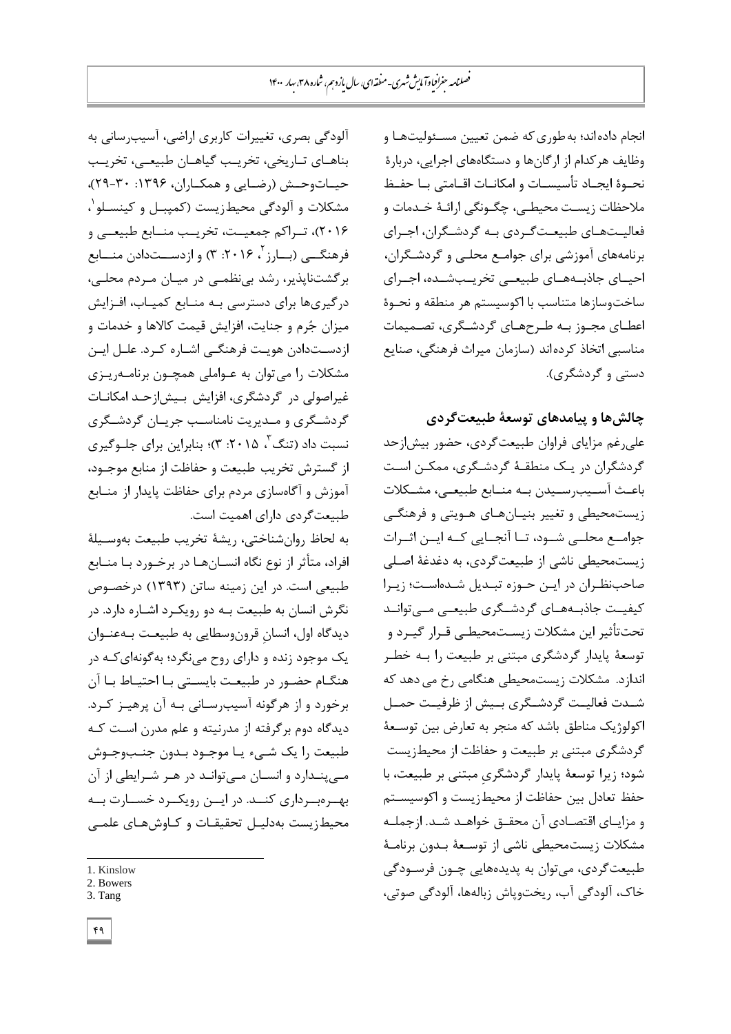انجام داده‌اند؛ به‌طوری که ضمن تعیین مسئولیت‌ها و وظایف هرکدام از ارگان‌ها و دستگاه‌های اجرایی، دربارهٔ نحوهٔ ایجاد تأسیسات و امکانات اقامتی با حفظ ملاحظات زیست محیطی، چگونگی ارائهٔ خدمات و فعالیت‌های طبیعت‌گردی به گردشگران، اجرای برنامه‌های آموزشی برای جوامع محلی و گردشگران، احیای جاذبه‌های طبیعی تخریب‌شده، اجرای ساخت‌وسازها متناسب با اکوسیستم هر منطقه و نحوهٔ اعطای مجوز به طرح‌های گردشگری، تصمیمات مناسبی اتخاذ کرده‌اند (سازمان میراث فرهنگی، صنایع دستی و گردشگری).

## چالش‌ها و پیامدهای توسعهٔ طبیعت‌گردی

علی‌رغم مزایای فراوان طبیعت‌گردی، حضور بیش‌ازحد گردشگران در یک منطقهٔ گردشگری، ممکن است باعث آسیب‌رسیدن به منابع طبیعی، مشکلات زیست‌محیطی و تغییر بنیان‌های هویتی و فرهنگی جوامع محلی شود، تا آنجایی که این اثرات زیست‌محیطی ناشی از طبیعت‌گردی، به دغدغهٔ اصلی صاحب‌نظران در این حوزه تبدیل شده‌است؛ زیرا کیفیت جاذبه‌های گردشگری طبیعی می‌تواند تحت‌تأثیر این مشکلات زیست‌محیطی قرار گیرد و توسعهٔ پایدار گردشگری مبتنی بر طبیعت را به خطر اندازد. مشکلات زیست‌محیطی هنگامی رخ می دهد که شدت فعالیت گردشگری بیش از ظرفیت حمل اکولوژیک مناطق باشد که منجر به تعارض بین توسعهٔ گردشگری مبتنی بر طبیعت و حفاظت از محیط‌زیست شود؛ زیرا توسعهٔ پایدار گردشگریِ مبتنی بر طبیعت، با حفظ تعادل بین حفاظت از محیط‌زیست و اکوسیستم و مزایای اقتصادی آن محقق خواهد شد. ازجمله مشکلات زیست‌محیطی ناشی از توسعهٔ بدون برنامهٔ طبیعت‌گردی، می‌توان به پدیده‌هایی چون فرسودگی خاک، آلودگی آب، ریخت‌وپاش زباله‌ها، آلودگی صوتی، آلودگی بصری، تغییرات کاربری اراضی، آسیب‌رسانی به بناهای تاریخی، تخریب گیاهان طبیعی، تخریب حیات‌وحش (رضایی و همکاران، ۱۳۹۶: ۳۰-۲۹)، مشکلات و آلودگی محیط‌زیست (کمپبل و کینسلو[1]، ۲۰۱۶)، تراکم جمعیت، تخریب منابع طبیعی و فرهنگی (بارز[2]، ۲۰۱۶: ۳) و ازدست‌دادن منابع برگشت‌ناپذیر، رشد بی‌نظمی در میان مردم محلی، درگیری‌ها برای دسترسی به منابع کمیاب، افزایش میزان جُرم و جنایت، افزایش قیمت کالاها و خدمات و ازدست‌دادن هویت فرهنگی اشاره کرد. علل این مشکلات را می‌توان به عواملی همچون برنامه‌ریزی غیراصولی در گردشگری، افزایش بیش‌ازحد امکانات گردشگری و مدیریت نامناسب جریان گردشگری نسبت داد (تنگ[3]، ۲۰۱۵: ۳)؛ بنابراین برای جلوگیری از گسترش تخریب طبیعت و حفاظت از منابع موجود، آموزش و آگاه‌سازی مردم برای حفاظت پایدار از منابع طبیعت‌گردی دارای اهمیت است.

به لحاظ روان‌شناختی، ریشهٔ تخریب طبیعت به‌وسیلهٔ افراد، متأثر از نوع نگاه انسان‌ها در برخورد با منابع طبیعی است. در این زمینه ساتن (۱۳۹۳) درخصوص نگرش انسان به طبیعت به دو رویکرد اشاره دارد. در دیدگاه اول، انسانِ قرون‌وسطایی به طبیعت به‌عنوان یک موجود زنده و دارای روح می‌نگرد؛ به‌گونه‌ای‌که در هنگام حضور در طبیعت بایستی با احتیاط با آن برخورد و از هرگونه آسیب‌رسانی به آن پرهیز کرد. دیدگاه دوم برگرفته از مدرنیته و علم مدرن است که طبیعت را یک شیء یا موجود بدون جنب‌وجوش می‌پندارد و انسان می‌تواند در هر شرایطی از آن بهره‌برداری کند. در این رویکرد خسارت به محیط‌زیست به‌دلیل تحقیقات و کاوش‌های علمی

---

1. Kinslow
2. Bowers
3. Tang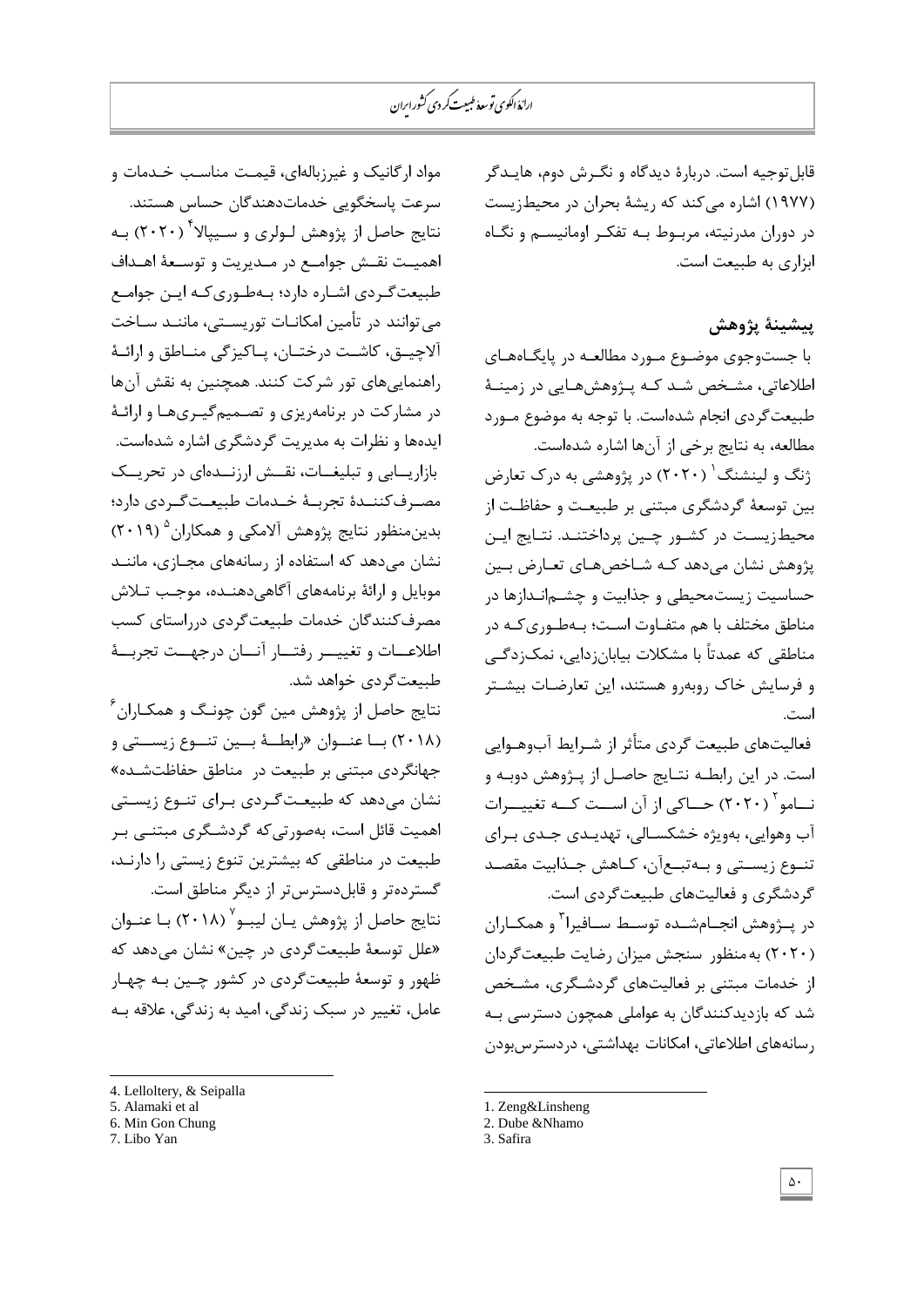قابل‌توجیه است. دربارهٔ دیدگاه و نگرش دوم، هایدگر (۱۹۷۷) اشاره می‌کند که ریشهٔ بحران در محیط‌زیست در دوران مدرنیته، مربوط به تفکر اومانیسم و نگاه ابزاری به طبیعت است.

## پیشینهٔ پژوهش

با جست‌وجوی موضوع مورد مطالعه در پایگاه‌های اطلاعاتی، مشخص شد که پژوهش‌هایی در زمینهٔ طبیعت‌گردی انجام شده‌است. با توجه به موضوع مورد مطالعه، به نتایج برخی از آن‌ها اشاره شده‌است.

ژنگ و لینشنگ[1] (۲۰۲۰) در پژوهشی به درک تعارض بین توسعهٔ گردشگری مبتنی بر طبیعت و حفاظت از محیط‌زیست در کشور چین پرداختند. نتایج این پژوهش نشان می‌دهد که شاخص‌های تعارض بین حساسیت زیست‌محیطی و جذابیت و چشم‌اندازها در مناطق مختلف با هم متفاوت است؛ به‌طوری‌که در مناطقی که عمدتاً با مشکلات بیابان‌زدایی، نمک‌زدگی و فرسایش خاک روبه‌رو هستند، این تعارضات بیشتر است.

فعالیت‌های طبیعت گردی متأثر از شرایط آب‌وهوایی است. در این رابطه نتایج حاصل از پژوهش دوبه و نامو[2] (۲۰۲۰) حاکی از آن است که تغییرات آب وهوایی، به‌ویژه خشکسالی، تهدیدی جدی برای تنوع زیستی و به‌تبع‌آن، کاهش جذابیت مقصد گردشگری و فعالیت‌های طبیعت‌گردی است.

در پژوهش انجام‌شده توسط سافیرا[3] و همکاران (۲۰۲۰) به‌منظور سنجش میزان رضایت طبیعت‌گردان از خدمات مبتنی بر فعالیت‌های گردشگری، مشخص شد که بازدیدکنندگان به عواملی همچون دسترسی به رسانه‌های اطلاعاتی، امکانات بهداشتی، دردسترس‌بودن مواد ارگانیک و غیرزباله‌ای، قیمت مناسب خدمات و سرعت پاسخگویی خدمات‌دهندگان حساس هستند.

نتایج حاصل از پژوهش لولری و سیپالا[4] (۲۰۲۰) به اهمیت نقش جوامع در مدیریت و توسعهٔ اهداف طبیعت‌گردی اشاره دارد؛ به‌طوری‌که این جوامع می‌توانند در تأمین امکانات توریستی، مانند ساخت آلاچیق، کاشت درختان، پاکیزگی مناطق و ارائهٔ راهنمایی‌های تور شرکت کنند. همچنین به نقش آن‌ها در مشارکت در برنامه‌ریزی و تصمیم‌گیری‌ها و ارائهٔ ایده‌ها و نظرات به مدیریت گردشگری اشاره شده‌است.

بازاریابی و تبلیغات، نقش ارزنده‌ای در تحریک مصرف‌کنندهٔ تجربهٔ خدمات طبیعت‌گردی دارد؛ بدین‌منظور نتایج پژوهش آلامکی و همکاران[5] (۲۰۱۹) نشان می‌دهد که استفاده از رسانه‌های مجازی، مانند موبایل و ارائهٔ برنامه‌های آگاهی‌دهنده، موجب تلاش مصرف‌کنندگان خدمات طبیعت‌گردی درراستای کسب اطلاعات و تغییر رفتار آنان درجهت تجربهٔ طبیعت‌گردی خواهد شد.

نتایج حاصل از پژوهش مین گون چونگ و همکاران[6] (۲۰۱۸) با عنوان «رابطهٔ بین تنوع زیستی و جهانگردی مبتنی بر طبیعت در مناطق حفاظت‌شده» نشان می‌دهد که طبیعت‌گردی برای تنوع زیستی اهمیت قائل است، به‌صورتی‌که گردشگری مبتنی بر طبیعت در مناطقی که بیشترین تنوع زیستی را دارند، گسترده‌تر و قابل‌دسترس‌تر از دیگر مناطق است.

نتایج حاصل از پژوهش یان لیبو[7] (۲۰۱۸) با عنوان «علل توسعهٔ طبیعت‌گردی در چین» نشان می‌دهد که ظهور و توسعهٔ طبیعت‌گردی در کشور چین به چهار عامل، تغییر در سبک زندگی، امید به زندگی، علاقه به

---

1. Zeng&Linsheng
2. Dube &Nhamo
3. Safira
4. Lelloltery, & Seipalla
5. Alamaki et al
6. Min Gon Chung
7. Libo Yan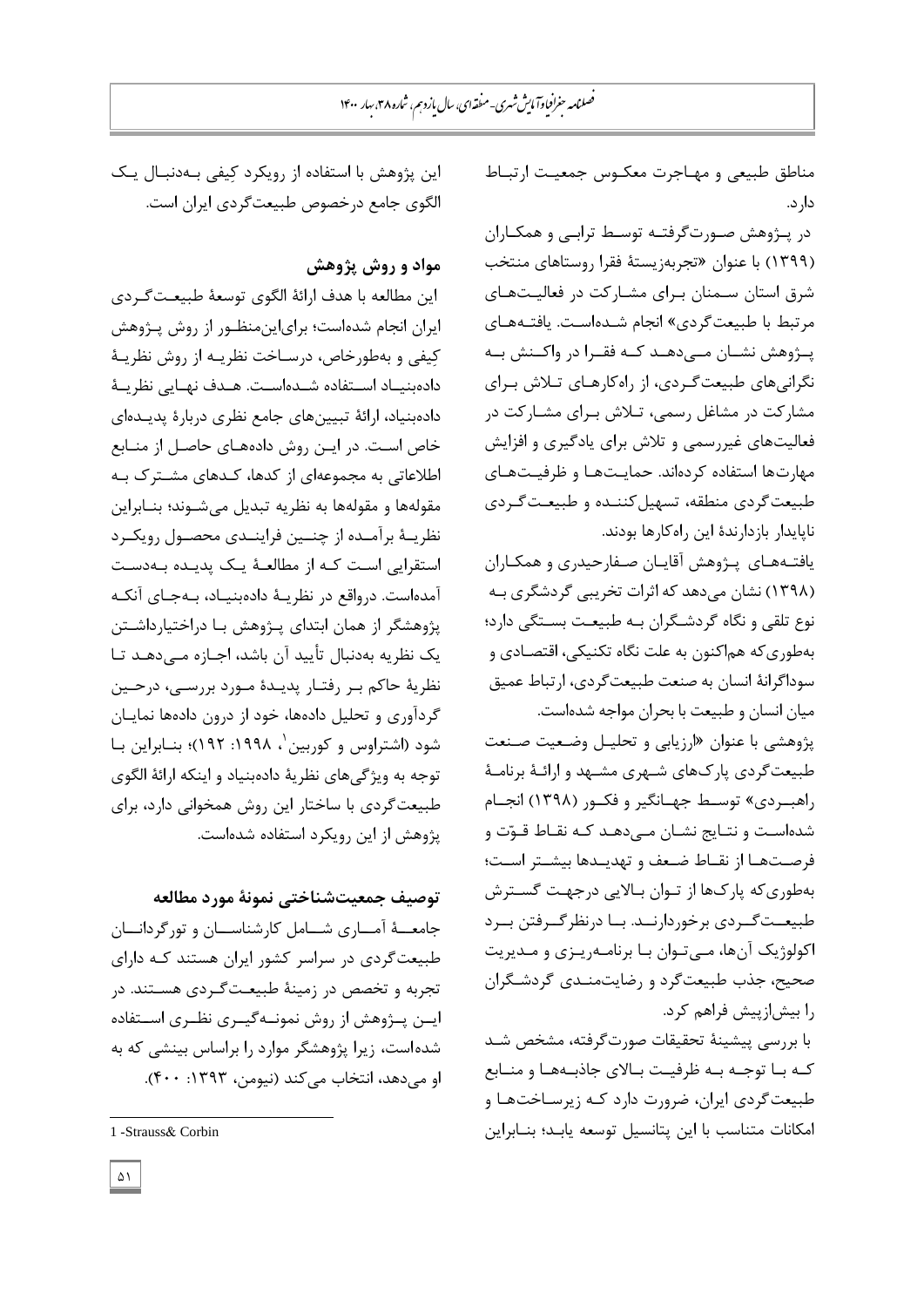مناطق طبیعی و مهاجرت معکوس جمعیت ارتباط دارد.

در پژوهش صورت‌گرفته توسط ترابی و همکاران (۱۳۹۹) با عنوان «تجربه‌زیستهٔ فقرا روستاهای منتخب شرق استان سمنان برای مشارکت در فعالیت‌های مرتبط با طبیعت‌گردی» انجام شده‌است. یافته‌های پژوهش نشان می‌دهد که فقرا در واکنش به نگرانی‌های طبیعت‌گردی، از راه‌کارهای تلاش برای مشارکت در مشاغل رسمی، تلاش برای مشارکت در فعالیت‌های غیررسمی و تلاش برای یادگیری و افزایش مهارت‌ها استفاده کرده‌اند. حمایت‌ها و ظرفیت‌های طبیعت‌گردی منطقه، تسهیل‌کننده و طبیعت‌گردی ناپایدار بازدارندهٔ این راه‌کارها بودند.

یافته‌های پژوهش آقایان صفارحیدری و همکاران (۱۳۹۸) نشان می‌دهد که اثرات تخریبی گردشگری به نوع تلقی و نگاه گردشگران به طبیعت بستگی دارد؛ به‌طوری‌که هم‌اکنون به علت نگاه تکنیکی، اقتصادی و سوداگرانهٔ انسان به صنعت طبیعت‌گردی، ارتباط عمیق میان انسان و طبیعت با بحران مواجه شده‌است.

پژوهشی با عنوان «ارزیابی و تحلیل وضعیت صنعت طبیعت‌گردی پارک‌های شهری مشهد و ارائهٔ برنامهٔ راهبردی» توسط جهانگیر و فکور (۱۳۹۸) انجام شده‌است و نتایج نشان می‌دهد که نقاط قوّت و فرصت‌ها از نقاط ضعف و تهدیدها بیشتر است؛ به‌طوری‌که پارک‌ها از توان بالایی درجهت گسترش طبیعت‌گردی برخوردارند. با درنظرگرفتن بُرد اکولوژیک آن‌ها، می‌توان با برنامه‌ریزی و مدیریت صحیح، جذب طبیعت‌گرد و رضایت‌مندی گردشگران را بیش‌ازپیش فراهم کرد.

با بررسی پیشینهٔ تحقیقات صورت‌گرفته، مشخص شد که با توجه به ظرفیت بالای جاذبه‌ها و منابع طبیعت‌گردی ایران، ضرورت دارد که زیرساخت‌ها و امکانات متناسب با این پتانسیل توسعه یابد؛ بنابراین این پژوهش با استفاده از رویکرد کِیفی به‌دنبال یک الگوی جامع درخصوص طبیعت‌گردی ایران است.

## مواد و روش پژوهش

این مطالعه با هدف ارائهٔ الگوی توسعهٔ طبیعت‌گردی ایران انجام شده‌است؛ برای‌این‌منظور از روش پژوهش کِیفی و به‌طورخاص، درساخت نظریه از روش نظریهٔ داده‌بنیاد استفاده شده‌است. هدف نهایی نظریهٔ داده‌بنیاد، ارائهٔ تبیین‌های جامع نظری دربارهٔ پدیده‌ای خاص است. در این روش داده‌های حاصل از منابع اطلاعاتی به مجموعه‌ای از کدها، کدهای مشترک به مقوله‌ها و مقوله‌ها به نظریه تبدیل می‌شوند؛ بنابراین نظریهٔ برآمده از چنین فرایندی محصول رویکرد استقرایی است که از مطالعهٔ یک پدیده به‌دست آمده‌است. درواقع در نظریهٔ داده‌بنیاد، به‌جای آنکه پژوهشگر از همان ابتدای پژوهش با دراختیارداشتن یک نظریه به‌دنبال تأیید آن باشد، اجازه می‌دهد تا نظریهٔ حاکم بر رفتار پدیدهٔ مورد بررسی، درحین گردآوری و تحلیل داده‌ها، خود از درون داده‌ها نمایان شود (اشتراوس و کوربین[1]، ۱۹۹۸: ۱۹۲)؛ بنابراین با توجه به ویژگی‌های نظریهٔ داده‌بنیاد و اینکه ارائهٔ الگوی طبیعت‌گردی با ساختار این روش همخوانی دارد، برای پژوهش از این رویکرد استفاده شده‌است.

## توصیف جمعیت‌شناختی نمونهٔ مورد مطالعه

جامعهٔ آماری شامل کارشناسان و تورگردانان طبیعت‌گردی در سراسر کشور ایران هستند که دارای تجربه و تخصص در زمینهٔ طبیعت‌گردی هستند. در این پژوهش از روش نمونه‌گیری نظری استفاده شده‌است، زیرا پژوهشگر موارد را براساس بینشی که به او می‌دهد، انتخاب می‌کند (نیومن، ۱۳۹۳: ۴۰۰).

---

1 -Strauss& Corbin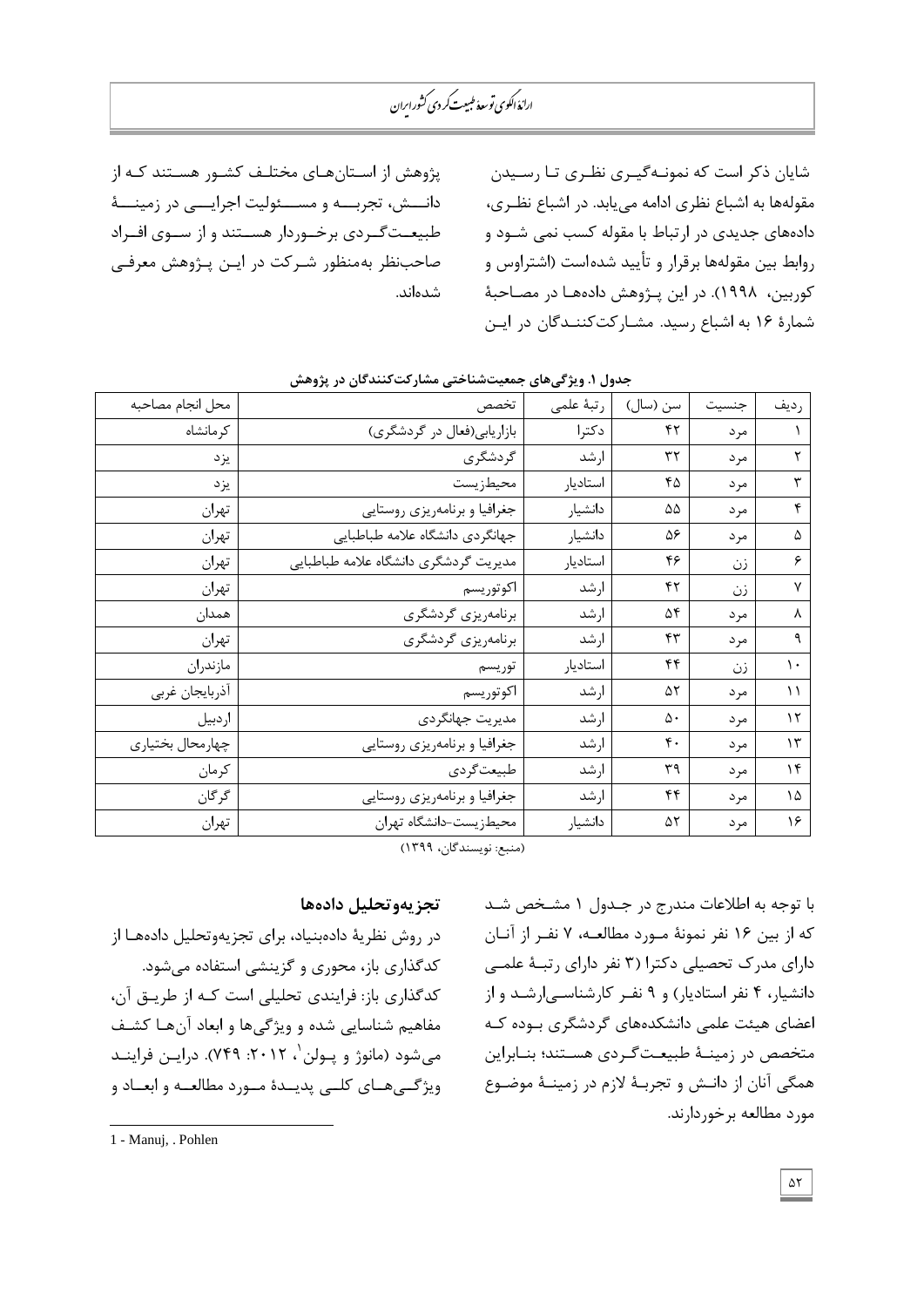شایان ذکر است که نمونه‌گیری نظری تا رسیدن مقوله‌ها به اشباع نظری ادامه می‌یابد. در اشباع نظری، داده‌های جدیدی در ارتباط با مقوله کسب نمی شود و روابط بین مقوله‌ها برقرار و تأیید شده‌است (اشتراوس و کوربین، ۱۹۹۸). در این پژوهش داده‌ها در مصاحبهٔ شمارهٔ ۱۶ به اشباع رسید. مشارکت‌کنندگان در این پژوهش از استان‌های مختلف کشور هستند که از دانش، تجربه و مسئولیت اجرایی در زمینهٔ طبیعت‌گردی برخوردار هستند و از سوی افراد صاحب‌نظر به‌منظور شرکت در این پژوهش معرفی شده‌اند.

**جدول ۱. ویژگی‌های جمعیت‌شناختی مشارکت‌کنندگان در پژوهش**

| ردیف | جنسیت | سن (سال) | رتبهٔ علمی | تخصص | محل انجام مصاحبه |
|---|---|---|---|---|---|
| ۱ | مرد | ۴۲ | دکترا | بازاریابی(فعال در گردشگری) | کرمانشاه |
| ۲ | مرد | ۳۲ | ارشد | گردشگری | یزد |
| ۳ | مرد | ۴۵ | استادیار | محیط‌زیست | یزد |
| ۴ | مرد | ۵۵ | دانشیار | جغرافیا و برنامه‌ریزی روستایی | تهران |
| ۵ | مرد | ۵۶ | دانشیار | جهانگردی دانشگاه علامه طباطبایی | تهران |
| ۶ | زن | ۴۶ | استادیار | مدیریت گردشگری دانشگاه علامه طباطبایی | تهران |
| ۷ | زن | ۴۲ | ارشد | اکوتوریسم | تهران |
| ۸ | مرد | ۵۴ | ارشد | برنامه‌ریزی گردشگری | همدان |
| ۹ | مرد | ۴۳ | ارشد | برنامه‌ریزی گردشگری | تهران |
| ۱۰ | زن | ۴۴ | استادیار | توریسم | مازندران |
| ۱۱ | مرد | ۵۲ | ارشد | اکوتوریسم | آذربایجان غربی |
| ۱۲ | مرد | ۵۰ | ارشد | مدیریت جهانگردی | اردبیل |
| ۱۳ | مرد | ۴۰ | ارشد | جغرافیا و برنامه‌ریزی روستایی | چهارمحال بختیاری |
| ۱۴ | مرد | ۳۹ | ارشد | طبیعت‌گردی | کرمان |
| ۱۵ | مرد | ۴۴ | ارشد | جغرافیا و برنامه‌ریزی روستایی | گرگان |
| ۱۶ | مرد | ۵۲ | دانشیار | محیط‌زیست-دانشگاه تهران | تهران |

(منبع: نویسندگان، ۱۳۹۹)

با توجه به اطلاعات مندرج در جدول ۱ مشخص شد که از بین ۱۶ نفر نمونهٔ مورد مطالعه، ۷ نفر از آنان دارای مدرک تحصیلی دکترا (۳ نفر دارای رتبهٔ علمی دانشیار، ۴ نفر استادیار) و ۹ نفر کارشناسی‌ارشد و از اعضای هیئت علمی دانشکده‌های گردشگری بوده که متخصص در زمینهٔ طبیعت‌گردی هستند؛ بنابراین همگی آنان از دانش و تجربهٔ لازم در زمینهٔ موضوع مورد مطالعه برخوردارند.

### تجزیه‌وتحلیل داده‌ها

در روش نظریهٔ داده‌بنیاد، برای تجزیه‌وتحلیل داده‌ها از کدگذاری باز، محوری و گزینشی استفاده می‌شود. کدگذاری باز: فرایندی تحلیلی است که از طریق آن، مفاهیم شناسایی شده و ویژگی‌ها و ابعاد آن‌ها کشف می‌شود (مانوژ و پولن[1]، ۲۰۱۲: ۷۴۹). دراین فرایند ویژگی‌های کلی پدیدهٔ مورد مطالعه و ابعاد و

1 - Manuj, . Pohlen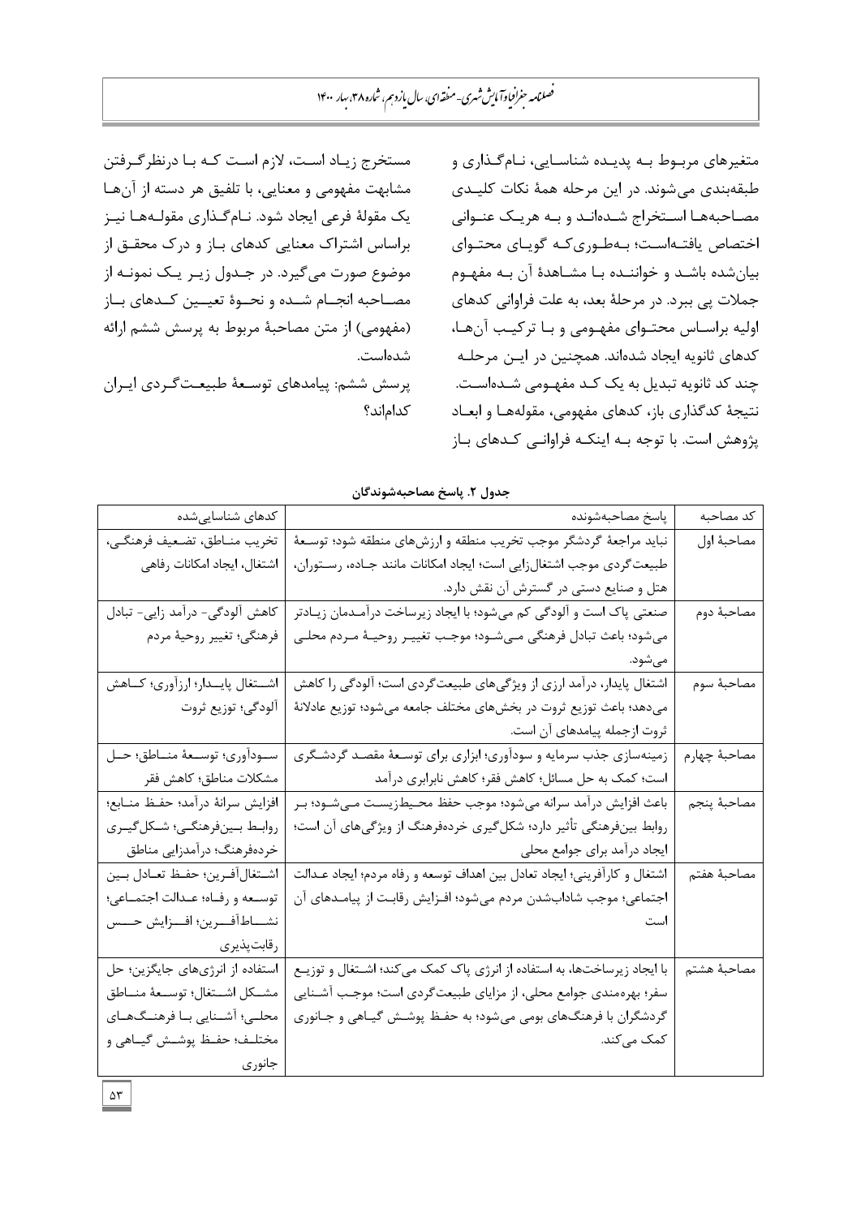متغیرهای مربوط به پدیده شناسایی، نام‌گذاری و طبقه‌بندی می‌شوند. در این مرحله همهٔ نکات کلیدی مصاحبه‌ها استخراج شده‌اند و به هریک عنوانی اختصاص یافته‌است؛ به‌طوری‌که گویای محتوای بیان‌شده باشد و خواننده با مشاهدهٔ آن به مفهوم جملات پی ببرد. در مرحلهٔ بعد، به علت فراوانی کدهای اولیه براساس محتوای مفهومی و با ترکیب آن‌ها، کدهای ثانویه ایجاد شده‌اند. همچنین در این مرحله چند کد ثانویه تبدیل به یک کد مفهومی شده‌است. نتیجهٔ کدگذاری باز، کدهای مفهومی، مقوله‌ها و ابعاد پژوهش است. با توجه به اینکه فراوانی کدهای باز مستخرج زیاد است، لازم است که با درنظرگرفتن مشابهت مفهومی و معنایی، با تلفیق هر دسته از آن‌ها یک مقولهٔ فرعی ایجاد شود. نام‌گذاری مقوله‌ها نیز براساس اشتراک معنایی کدهای باز و درک محقق از موضوع صورت می‌گیرد. در جدول زیر یک نمونه از مصاحبه انجام شده و نحوهٔ تعیین کدهای باز (مفهومی) از متن مصاحبهٔ مربوط به پرسش ششم ارائه شده‌است.

پرسش ششم: پیامدهای توسعهٔ طبیعت‌گردی ایران کدام‌اند؟

**جدول ۲. پاسخ مصاحبه‌شوندگان**

| کد مصاحبه | پاسخ مصاحبه‌شونده | کدهای شناسایی‌شده |
|---|---|---|
| مصاحبهٔ اول | نباید مراجعهٔ گردشگر موجب تخریب منطقه و ارزش‌های منطقه شود؛ توسعهٔ طبیعت‌گردی موجب اشتغال‌زایی است؛ ایجاد امکانات مانند جاده، رستوران، هتل و صنایع دستی در گسترش آن نقش دارد. | تخریب مناطق، تضعیف فرهنگی، اشتغال، ایجاد امکانات رفاهی |
| مصاحبهٔ دوم | صنعتی پاک است و آلودگی کم می‌شود؛ با ایجاد زیرساخت درآمدمان زیادتر می‌شود؛ باعث تبادل فرهنگی می‌شود؛ موجب تغییر روحیهٔ مردم محلی می‌شود. | کاهش آلودگی- درآمد زایی- تبادل فرهنگی؛ تغییر روحیهٔ مردم |
| مصاحبهٔ سوم | اشتغال پایدار، درآمد ارزی از ویژگی‌های طبیعت‌گردی است؛ آلودگی را کاهش می‌دهد؛ باعث توزیع ثروت در بخش‌های مختلف جامعه می‌شود؛ توزیع عادلانهٔ ثروت ازجمله پیامدهای آن است. | اشتغال پایدار؛ ارزآوری؛ کاهش آلودگی؛ توزیع ثروت |
| مصاحبهٔ چهارم | زمینه‌سازی جذب سرمایه و سودآوری؛ ابزاری برای توسعهٔ مقصد گردشگری است؛ کمک به حل مسائل؛ کاهش فقر؛ کاهش نابرابری درآمد | سودآوری؛ توسعهٔ مناطق؛ حل مشکلات مناطق؛ کاهش فقر |
| مصاحبهٔ پنجم | باعث افزایش درآمد سرانه می‌شود؛ موجب حفظ محیط‌زیست می‌شود؛ بر روابط بین‌فرهنگی تأثیر دارد؛ شکل‌گیری خرده‌فرهنگ از ویژگی‌های آن است؛ ایجاد درآمد برای جوامع محلی | افزایش سرانهٔ درآمد؛ حفظ منابع؛ روابط بین‌فرهنگی؛ شکل‌گیری خرده‌فرهنگ؛ درآمدزایی مناطق |
| مصاحبهٔ هفتم | اشتغال و کارآفرینی؛ ایجاد تعادل بین اهداف توسعه و رفاه مردم؛ ایجاد عدالت اجتماعی؛ موجب شاداب‌شدن مردم می‌شود؛ افزایش رقابت از پیامدهای آن است | اشتغال‌آفرین؛ حفظ تعادل بین توسعه و رفاه؛ عدالت اجتماعی؛ نشاط‌آفرین؛ افزایش حس رقابت‌پذیری |
| مصاحبهٔ هشتم | با ایجاد زیرساخت‌ها، به استفاده از انرژی پاک کمک می‌کند؛ اشتغال و توزیع سفر؛ بهره‌مندی جوامع محلی، از مزایای طبیعت‌گردی است؛ موجب آشنایی گردشگران با فرهنگ‌های بومی می‌شود؛ به حفظ پوشش گیاهی و جانوری کمک می‌کند. | استفاده از انرژی‌های جایگزین؛ حل مشکل اشتغال؛ توسعهٔ مناطق محلی؛ آشنایی با فرهنگ‌های مختلف؛ حفظ پوشش گیاهی و جانوری |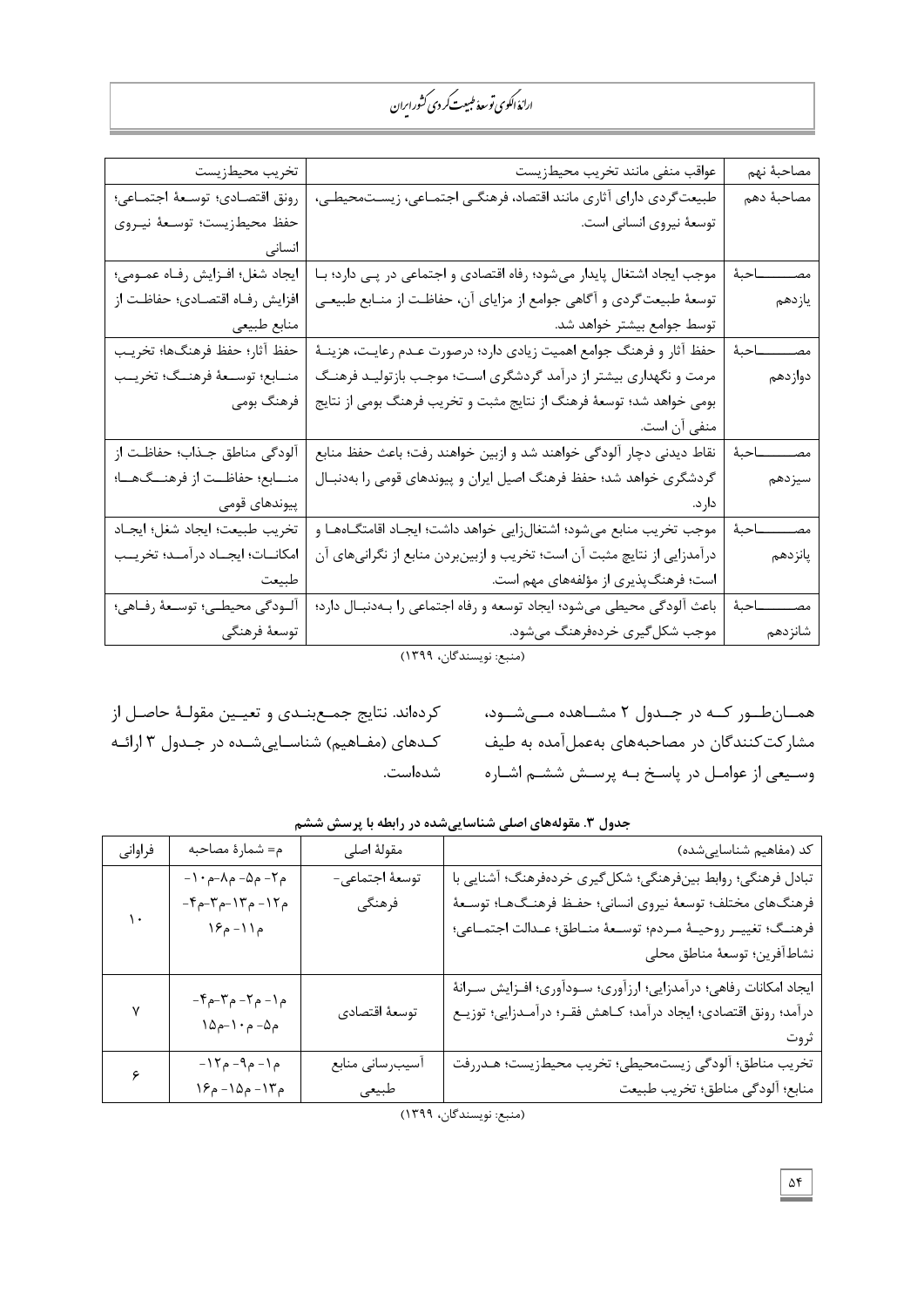| مصاحبهٔ نهم | عواقب منفی مانند تخریب محیط‌زیست | تخریب محیط‌زیست |
|---|---|---|
| مصاحبهٔ دهم | طبیعت‌گردی دارای آثاری مانند اقتصاد، فرهنگی اجتماعی، زیست‌محیطی، توسعهٔ نیروی انسانی است. | رونق اقتصادی؛ توسعهٔ اجتماعی؛ حفظ محیط‌زیست؛ توسعهٔ نیروی انسانی |
| مصاحبهٔ یازدهم | موجب ایجاد اشتغال پایدار می‌شود؛ رفاه اقتصادی و اجتماعی در پی دارد؛ با توسعهٔ طبیعت‌گردی و آگاهی جوامع از مزایای آن، حفاظت از منابع طبیعی توسط جوامع بیشتر خواهد شد. | ایجاد شغل؛ افزایش رفاه عمومی؛ افزایش رفاه اقتصادی؛ حفاظت از منابع طبیعی |
| مصاحبهٔ دوازدهم | حفظ آثار و فرهنگ جوامع اهمیت زیادی دارد؛ درصورت عدم رعایت، هزینهٔ مرمت و نگهداری بیشتر از درآمد گردشگری است؛ موجب بازتولید فرهنگ بومی خواهد شد؛ توسعهٔ فرهنگ از نتایج مثبت و تخریب فرهنگ بومی از نتایج منفی آن است. | حفظ آثار؛ حفظ فرهنگ‌ها؛ تخریب منابع؛ توسعهٔ فرهنگ؛ تخریب فرهنگ بومی |
| مصاحبهٔ سیزدهم | نقاط دیدنی دچار آلودگی خواهند شد و ازبین خواهند رفت؛ باعث حفظ منابع گردشگری خواهد شد؛ حفظ فرهنگ اصیل ایران و پیوندهای قومی را به‌دنبال دارد. | آلودگی مناطق جذاب؛ حفاظت از منابع؛ حفاظت از فرهنگ‌ها؛ پیوندهای قومی |
| مصاحبهٔ پانزدهم | موجب تخریب منابع می‌شود؛ اشتغال‌زایی خواهد داشت؛ ایجاد اقامتگاه‌ها و درآمدزایی از نتایج مثبت آن است؛ تخریب و ازبین‌بردن منابع از نگرانی‌های آن است؛ فرهنگ‌پذیری از مؤلفه‌های مهم است. | تخریب طبیعت؛ ایجاد شغل؛ ایجاد امکانات؛ ایجاد درآمد؛ تخریب طبیعت |
| مصاحبهٔ شانزدهم | باعث آلودگی محیطی می‌شود؛ ایجاد توسعه و رفاه اجتماعی را به‌دنبال دارد؛ موجب شکل‌گیری خرده‌فرهنگ می‌شود. | آلودگی محیطی؛ توسعهٔ رفاهی؛ توسعهٔ فرهنگی |

(منبع: نویسندگان، ۱۳۹۹)

همان‌طور که در جدول ۲ مشاهده می‌شود، مشارکت‌کنندگان در مصاحبه‌های به‌عمل‌آمده به طیف وسیعی از عوامل در پاسخ به پرسش ششم اشاره کرده‌اند. نتایج جمع‌بندی و تعیین مقولهٔ حاصل از کدهای (مفاهیم) شناسایی‌شده در جدول ۳ ارائه شده‌است.

**جدول ۳. مقوله‌های اصلی شناسایی‌شده در رابطه با پرسش ششم**

| کد (مفاهیم شناسایی‌شده) | مقولهٔ اصلی | م= شمارهٔ مصاحبه | فراوانی |
|---|---|---|---|
| تبادل فرهنگی؛ روابط بین‌فرهنگی؛ شکل‌گیری خرده‌فرهنگ؛ آشنایی با فرهنگ‌های مختلف؛ توسعهٔ نیروی انسانی؛ حفظ فرهنگ‌ها؛ توسعهٔ فرهنگ؛ تغییر روحیهٔ مردم؛ توسعهٔ مناطق؛ عدالت اجتماعی؛ نشاط‌آفرین؛ توسعهٔ مناطق محلی | توسعهٔ اجتماعی-فرهنگی | م۲- م۵- م۸-م۱۰- م۱۲- م۱۳-م۳-م۴- م۱۱- م۱۶ | ۱۰ |
| ایجاد امکانات رفاهی؛ درآمدزایی؛ ارزآوری؛ سودآوری؛ افزایش سرانهٔ درآمد؛ رونق اقتصادی؛ ایجاد درآمد؛ کاهش فقر؛ درآمدزایی؛ توزیع ثروت | توسعهٔ اقتصادی | م۱- م۲- م۳-م۴- م۵- م۱۰-م۱۵ | ۷ |
| تخریب مناطق؛ آلودگی زیست‌محیطی؛ تخریب محیط‌زیست؛ هدررفت منابع؛ آلودگی مناطق؛ تخریب طبیعت | آسیب‌رسانی منابع طبیعی | م۱- م۹- م۱۲- م۱۳- م۱۵- م۱۶ | ۶ |

(منبع: نویسندگان، ۱۳۹۹)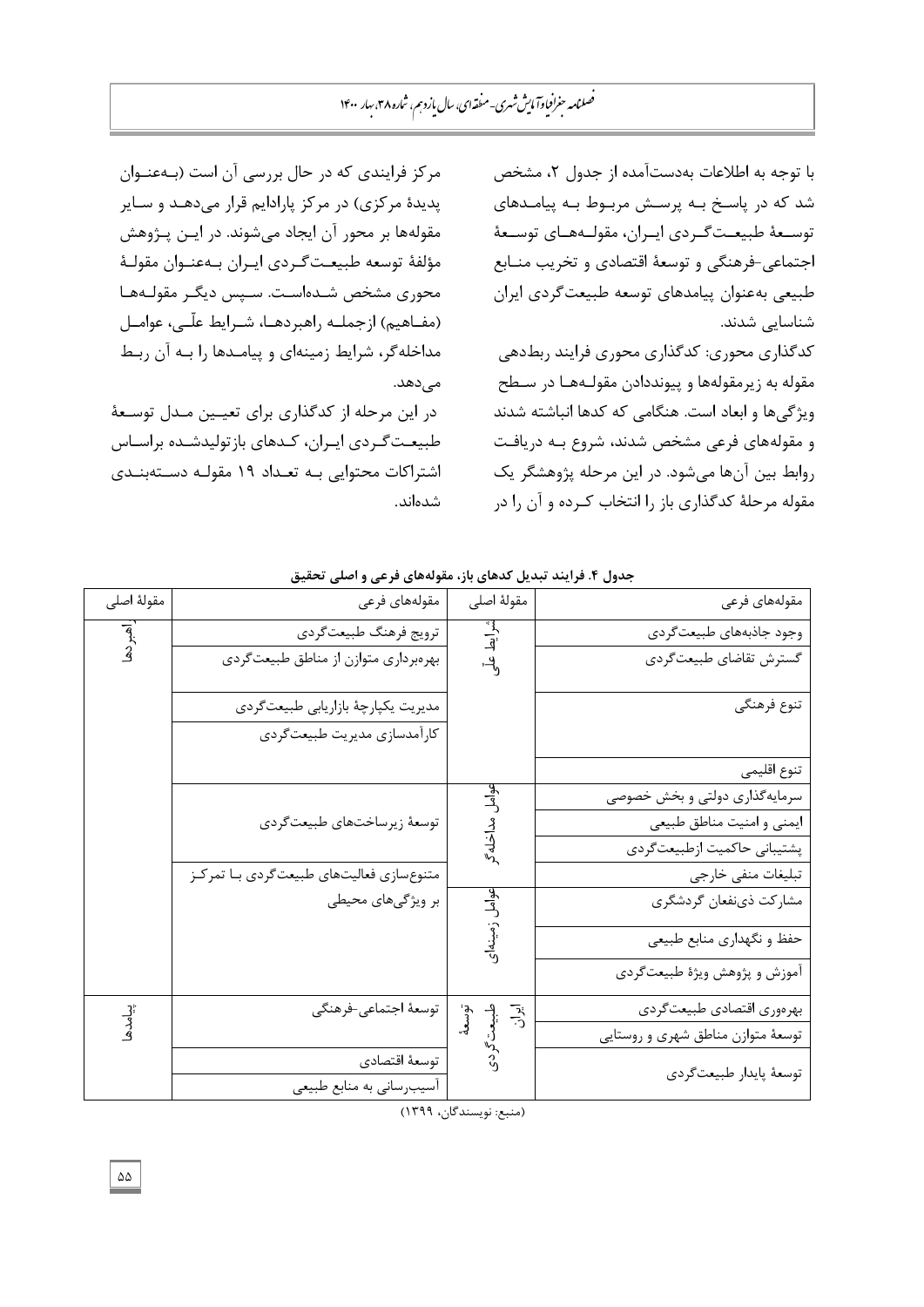با توجه به اطلاعات به‌دست‌آمده از جدول ۲، مشخص شد که در پاسخ به پرسش مربوط به پیامدهای توسعهٔ طبیعت‌گردی ایران، مقوله‌های توسعهٔ اجتماعی-فرهنگی و توسعهٔ اقتصادی و تخریب منابع طبیعی به‌عنوان پیامدهای توسعه طبیعت‌گردی ایران شناسایی شدند.

کدگذاری محوری: کدگذاری محوری فرایند ربط‌دهی مقوله به زیرمقوله‌ها و پیونددادن مقوله‌ها در سطح ویژگی‌ها و ابعاد است. هنگامی که کدها انباشته شدند و مقوله‌های فرعی مشخص شدند، شروع به دریافت روابط بین آن‌ها می‌شود. در این مرحله پژوهشگر یک مقوله مرحلهٔ کدگذاری باز را انتخاب کرده و آن را در مرکز فرایندی که در حال بررسی آن است (به‌عنوان پدیدهٔ مرکزی) در مرکز پارادایم قرار می‌دهد و سایر مقوله‌ها بر محور آن ایجاد می‌شوند. در این پژوهش مؤلفهٔ توسعه طبیعت‌گردی ایران به‌عنوان مقولهٔ محوری مشخص شده‌است. سپس دیگر مقوله‌ها (مفاهیم) ازجمله راهبردها، شرایط علّی، عوامل مداخله‌گر، شرایط زمینه‌ای و پیامدها را به آن ربط می‌دهد.

در این مرحله از کدگذاری برای تعیین مدل توسعهٔ طبیعت‌گردی ایران، کدهای بازتولیدشده براساس اشتراکات محتوایی به تعداد ۱۹ مقوله دسته‌بندی شده‌اند.

**جدول ۴. فرایند تبدیل کدهای باز، مقوله‌های فرعی و اصلی تحقیق**

| مقوله‌های فرعی | مقولهٔ اصلی | مقوله‌های فرعی | مقولهٔ اصلی |
|---|---|---|---|
| وجود جاذبه‌های طبیعت‌گردی | شرایط علّی | ترویج فرهنگ طبیعت‌گردی | راهبردها |
| گسترش تقاضای طبیعت‌گردی | | بهره‌برداری متوازن از مناطق طبیعت‌گردی | |
| تنوع فرهنگی | | مدیریت یکپارچهٔ بازاریابی طبیعت‌گردی | |
| تنوع اقلیمی | | کارآمدسازی مدیریت طبیعت‌گردی | |
| سرمایه‌گذاری دولتی و بخش خصوصی | عوامل مداخله‌گر | توسعهٔ زیرساخت‌های طبیعت‌گردی | |
| ایمنی و امنیت مناطق طبیعی | | | |
| پشتیبانی حاکمیت ازطبیعت‌گردی | | | |
| تبلیغات منفی خارجی | | متنوع‌سازی فعالیت‌های طبیعت‌گردی با تمرکز بر ویژگی‌های محیطی | |
| مشارکت ذی‌نفعان گردشگری | عوامل زمینه‌ای | | |
| حفظ و نگهداری منابع طبیعی | | | |
| آموزش و پژوهش ویژهٔ طبیعت‌گردی | | | |
| بهره‌وری اقتصادی طبیعت‌گردی | توسعهٔ طبیعت‌گردی ایران | توسعهٔ اجتماعی-فرهنگی | پیامدها |
| توسعهٔ متوازن مناطق شهری و روستایی | | توسعهٔ اقتصادی | |
| توسعهٔ پایدار طبیعت‌گردی | | آسیب‌رسانی به منابع طبیعی | |

(منبع: نویسندگان، ۱۳۹۹)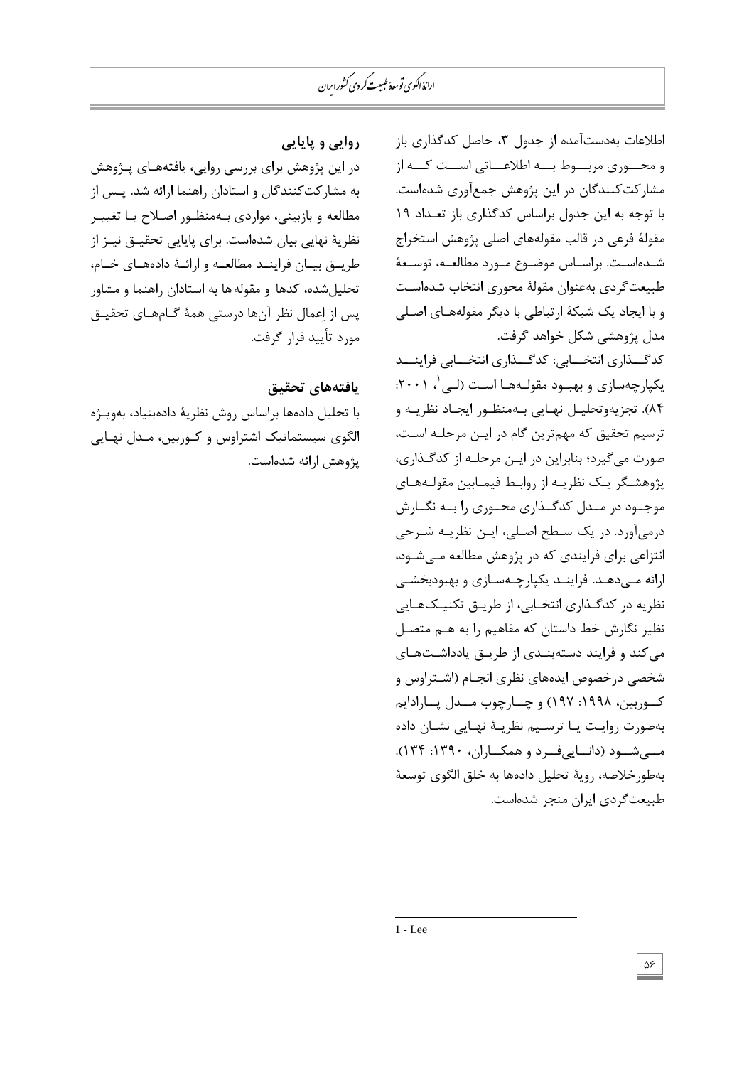اطلاعات به‌دست‌آمده از جدول ۳، حاصل کدگذاری باز و محوری مربوط به اطلاعاتی است که از مشارکت‌کنندگان در این پژوهش جمع‌آوری شده‌است. با توجه به این جدول براساس کدگذاری باز تعداد ۱۹ مقولهٔ فرعی در قالب مقوله‌های اصلی پژوهش استخراج شده‌است. براساس موضوع مورد مطالعه، توسعهٔ طبیعت‌گردی به‌عنوان مقولهٔ محوری انتخاب شده‌است و با ایجاد یک شبکهٔ ارتباطی با دیگر مقوله‌های اصلی مدل پژوهشی شکل خواهد گرفت.

کدگذاری انتخابی: کدگذاری انتخابی فرایند یکپارچه‌سازی و بهبود مقوله‌ها است (لی[1]، ۲۰۰۱: ۸۴). تجزیه‌وتحلیل نهایی به‌منظور ایجاد نظریه و ترسیم تحقیق که مهم‌ترین گام در این مرحله است، صورت می‌گیرد؛ بنابراین در این مرحله از کدگذاری، پژوهشگر یک نظریه از روابط فیمابین مقوله‌های موجود در مدل کدگذاری محوری را به نگارش درمی‌آورد. در یک سطح اصلی، این نظریه شرحی انتزاعی برای فرایندی که در پژوهش مطالعه می‌شود، ارائه می‌دهد. فرایند یکپارچه‌سازی و بهبودبخشی نظریه در کدگذاری انتخابی، از طریق تکنیک‌هایی نظیر نگارش خط داستان که مفاهیم را به هم متصل می‌کند و فرایند دسته‌بندی از طریق یادداشت‌های شخصی درخصوص ایده‌های نظری انجام (اشتراوس و کوربین، ۱۹۹۸: ۱۹۷) و چارچوب مدل پارادایم به‌صورت روایت یا ترسیم نظریهٔ نهایی نشان داده می‌شود (دانایی‌فرد و همکاران، ۱۳۹۰: ۱۳۴). به‌طورخلاصه، رویهٔ تحلیل داده‌ها به خلق الگوی توسعهٔ طبیعت‌گردی ایران منجر شده‌است.

## روایی و پایایی

در این پژوهش برای بررسی روایی، یافته‌های پژوهش به مشارکت‌کنندگان و استادان راهنما ارائه شد. پس از مطالعه و بازبینی، مواردی به‌منظور اصلاح یا تغییر نظریهٔ نهایی بیان شده‌است. برای پایایی تحقیق نیز از طریق بیان فرایند مطالعه و ارائهٔ داده‌های خام، تحلیل‌شده، کدها و مقوله ها به استادان راهنما و مشاور پس از اِعمال نظر آن‌ها درستی همهٔ گام‌های تحقیق مورد تأیید قرار گرفت.

## یافته‌های تحقیق

با تحلیل داده‌ها براساس روش نظریهٔ داده‌بنیاد، به‌ویژه الگوی سیستماتیک اشتراوس و کوربین، مدل نهایی پژوهش ارائه شده‌است.

---

1 - Lee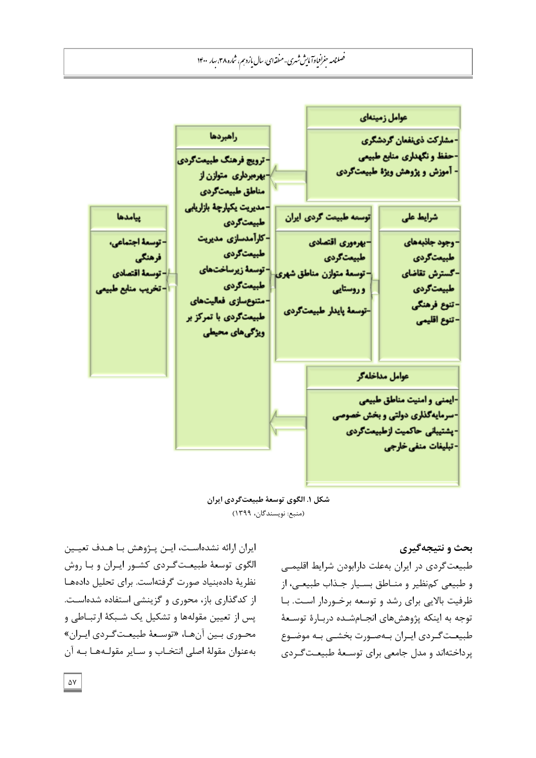**عوامل زمینه‌ای**

- مشارکت ذی‌نفعان گردشگری
- حفظ و نگهداری منابع طبیعی
- آموزش و پژوهش ویژهٔ طبیعت‌گردی

**شرایط علی**

- وجود جاذبه‌های طبیعت‌گردی
- گسترش تقاضای طبیعت‌گردی
- تنوع فرهنگی
- تنوع اقلیمی

**توسعه طبیعت گردی ایران**

- بهره‌وری اقتصادی طبیعت‌گردی
- توسعهٔ متوازن مناطق شهری و روستایی
- توسعهٔ پایدار طبیعت‌گردی

**راهبردها**

- ترویج فرهنگ طبیعت‌گردی
- بهره‌برداری متوازن از مناطق طبیعت‌گردی
- مدیریت یکپارچهٔ بازاریابی طبیعت‌گردی
- کارآمدسازی مدیریت طبیعت‌گردی
- توسعهٔ زیرساخت‌های طبیعت‌گردی
- متنوع‌سازی فعالیت‌های طبیعت‌گردی با تمرکز بر ویژگی‌های محیطی

**پیامدها**

- توسعهٔ اجتماعی، فرهنگی
- توسعهٔ اقتصادی
- تخریب منابع طبیعی

**عوامل مداخله‌گر**

- ایمنی و امنیت مناطق طبیعی
- سرمایه‌گذاری دولتی و بخش خصوصی
- پشتیبانی حاکمیت ازطبیعت‌گردی
- تبلیغات منفی خارجی

**شکل ۱. الگوی توسعهٔ طبیعت‌گردی ایران**

(منبع: نویسندگان، ۱۳۹۹)

## بحث و نتیجه‌گیری

طبیعت‌گردی در ایران به‌علت دارابودن شرایط اقلیمی و طبیعی کم‌نظیر و مناطق بسیار جذاب طبیعی، از ظرفیت بالایی برای رشد و توسعه برخوردار است. با توجه به اینکه پژوهش‌های انجام‌شده دربارهٔ توسعهٔ طبیعت‌گردی ایران به‌صورت بخشی به موضوع پرداخته‌اند و مدل جامعی برای توسعهٔ طبیعت‌گردی ایران ارائه نشده‌است، این پژوهش با هدف تعیین الگوی توسعهٔ طبیعت‌گردی کشور ایران و با روش نظریهٔ داده‌بنیاد صورت گرفته‌است. برای تحلیل داده‌ها از کدگذاری باز، محوری و گزینشی استفاده شده‌است. پس از تعیین مقوله‌ها و تشکیل یک شبکهٔ ارتباطی و محوری بین آن‌ها، «توسعهٔ طبیعت‌گردی ایران» به‌عنوان مقولهٔ اصلی انتخاب و سایر مقوله‌ها به آن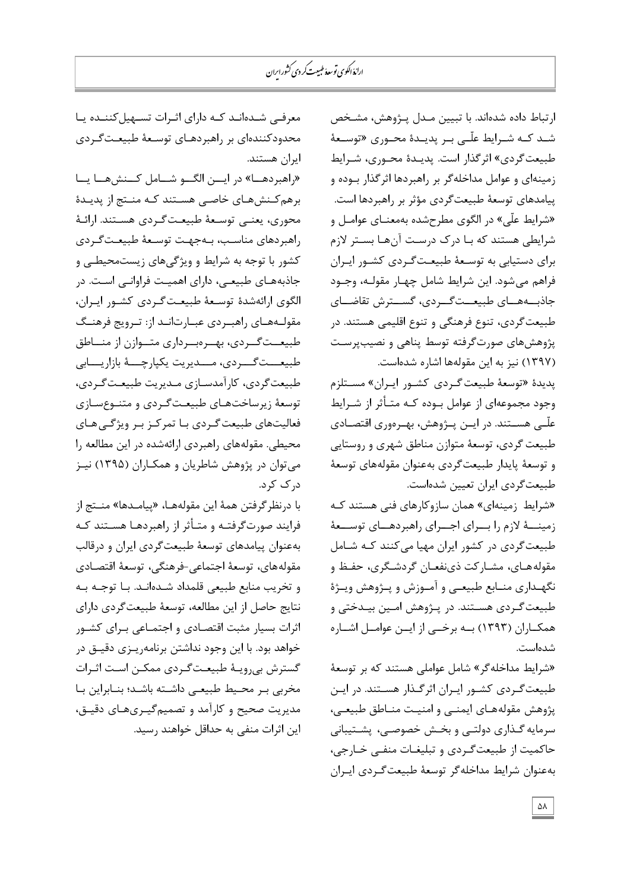ارتباط داده شده‌اند. با تبیین مدل پژوهش، مشخص شد که شرایط علّی بر پدیدهٔ محوری «توسعهٔ طبیعت‌گردی» اثرگذار است. پدیدهٔ محوری، شرایط زمینه‌ای و عوامل مداخله‌گر بر راهبردها اثرگذار بوده و پیامدهای توسعهٔ طبیعت‌گردی مؤثر بر راهبردها است.

«شرایط علّی» در الگوی مطرح‌شده به‌معنای عوامل و شرایطی هستند که با درک درست آن‌ها بستر لازم برای دستیابی به توسعهٔ طبیعت‌گردی کشور ایران فراهم می‌شود. این شرایط شامل چهار مقوله، وجود جاذبه‌های طبیعت‌گردی، گسترش تقاضای طبیعت‌گردی، تنوع فرهنگی و تنوع اقلیمی هستند. در پژوهش‌های صورت‌گرفته توسط پناهی و نصیب‌پرست (۱۳۹۷) نیز به این مقوله‌ها اشاره شده‌است.

پدیدهٔ «توسعهٔ طبیعت‌گردی کشور ایران» مستلزم وجود مجموعه‌ای از عوامل بوده که متأثر از شرایط علّی هستند. در این پژوهش، بهره‌وری اقتصادی طبیعت گردی، توسعهٔ متوازن مناطق شهری و روستایی و توسعهٔ پایدار طبیعت‌گردی به‌عنوان مقوله‌های توسعهٔ طبیعت‌گردی ایران تعیین شده‌است.

«شرایط زمینه‌ای» همان سازوکارهای فنی هستند که زمینهٔ لازم را برای اجرای راهبردهای توسعهٔ طبیعت‌گردی در کشور ایران مهیا می‌کنند که شامل مقوله‌های، مشارکت ذی‌نفعان گردشگری، حفظ و نگهداری منابع طبیعی و آموزش و پژوهش ویژهٔ طبیعت‌گردی هستند. در پژوهش امین بیدختی و همکاران (۱۳۹۳) به برخی از این عوامل اشاره شده‌است.

«شرایط مداخله‌گر» شامل عواملی هستند که بر توسعهٔ طبیعت‌گردی کشور ایران اثرگذار هستند. در این پژوهش مقوله‌های ایمنی و امنیت مناطق طبیعی، سرمایه گذاری دولتی و بخش خصوصی، پشتیبانی حاکمیت از طبیعت‌گردی و تبلیغات منفی خارجی، به‌عنوان شرایط مداخله‌گر توسعهٔ طبیعت‌گردی ایران معرفی شده‌اند که دارای اثرات تسهیل‌کننده یا محدودکننده‌ای بر راهبردهای توسعهٔ طبیعت‌گردی ایران هستند.

«راهبردها» در این الگو شامل کنش‌ها یا برهم‌کنش‌های خاصی هستند که منتج از پدیدهٔ محوری، یعنی توسعهٔ طبیعت‌گردی هستند. ارائهٔ راهبردهای مناسب، به‌جهت توسعهٔ طبیعت‌گردی کشور با توجه به شرایط و ویژگی‌های زیست‌محیطی و جاذبه‌های طبیعی، دارای اهمیت فراوانی است. در الگوی ارائه‌شدهٔ توسعهٔ طبیعت‌گردی کشور ایران، مقوله‌های راهبردی عبارت‌اند از: ترویج فرهنگ طبیعت‌گردی، بهره‌برداری متوازن از مناطق طبیعت‌گردی، مدیریت یکپارچهٔ بازاریابی طبیعت‌گردی، کارآمدسازی مدیریت طبیعت‌گردی، توسعهٔ زیرساخت‌های طبیعت‌گردی و متنوع‌سازی فعالیت‌های طبیعت‌گردی با تمرکز بر ویژگی‌های محیطی. مقوله‌های راهبردی ارائه‌شده در این مطالعه را می‌توان در پژوهش شاطریان و همکاران (۱۳۹۵) نیز درک کرد.

با درنظرگرفتن همهٔ این مقوله‌ها، «پیامدها» منتج از فرایند صورت‌گرفته و متأثر از راهبردها هستند که به‌عنوان پیامدهای توسعهٔ طبیعت‌گردی ایران و درقالب مقوله‌های، توسعهٔ اجتماعی-فرهنگی، توسعهٔ اقتصادی و تخریب منابع طبیعی قلمداد شده‌اند. با توجه به نتایج حاصل از این مطالعه، توسعهٔ طبیعت‌گردی دارای اثرات بسیار مثبت اقتصادی و اجتماعی برای کشور خواهد بود. با این وجود نداشتن برنامه‌ریزی دقیق در گسترش بی‌رویهٔ طبیعت‌گردی ممکن است اثرات مخربی بر محیط طبیعی داشته باشد؛ بنابراین با مدیریت صحیح و کارآمد و تصمیم‌گیری‌های دقیق، این اثرات منفی به حداقل خواهند رسید.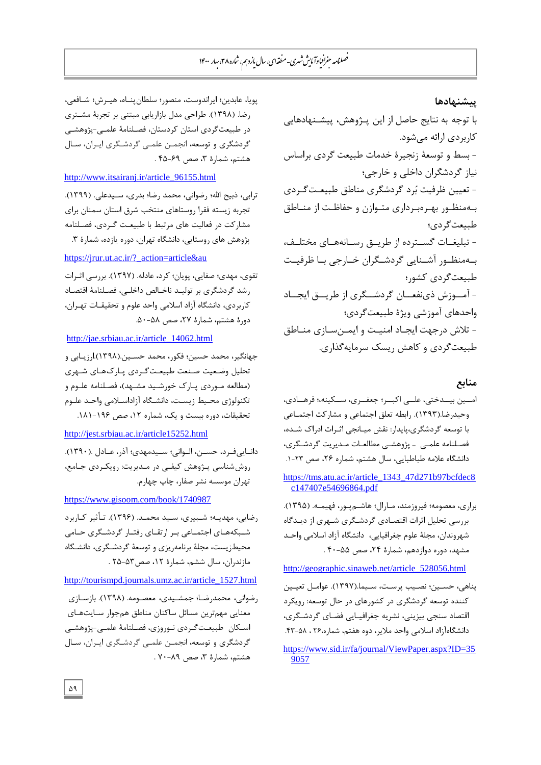## پیشنهادها

با توجه به نتایج حاصل از این پژوهش، پیشنهادهایی کاربردی ارائه می‌شود.

- بسط و توسعهٔ زنجیرهٔ خدمات طبیعت گردی براساس نیاز گردشگران داخلی و خارجی؛
- تعیین ظرفیت بُرد گردشگری مناطق طبیعت‌گردی به‌منظور بهره‌برداری متوازن و حفاظت از مناطق طبیعت‌گردی؛
- تبلیغات گسترده از طریق رسانه‌های مختلف، به‌منظور آشنایی گردشگران خارجی با ظرفیت طبیعت‌گردی کشور؛
- آموزش ذی‌نفعان گردشگری از طریق ایجاد واحدهای آموزشی ویژهٔ طبیعت‌گردی؛
- تلاش درجهت ایجاد امنیت و ایمن‌سازی مناطق طبیعت‌گردی و کاهش ریسک سرمایه‌گذاری.

## منابع

امین بیدختی، علی اکبر؛ جعفری، سکینه؛ فرهادی، وحیدرضا.(۱۳۹۳). رابطه تعلق اجتماعی و مشارکت اجتماعی با توسعه گردشگری،پایدار: نقش میانجی اثرات ادراک شده، فصلنامه علمی ـ پژوهشی مطالعات مدیریت گردشگری، دانشگاه علامه طباطبایی، سال هشتم، شماره ۲۶، صص ۲۳-۱.

https://tms.atu.ac.ir/article_1343_47d271b97bcfdec8c147407e54696864.pdf

براری، معصومه؛ فیروزمند، مارال؛ هاشم‌پور، فهیمه. (۱۳۹۵). بررسی تحلیل اثرات اقتصادی گردشگری شهری از دیدگاه شهروندان، مجلهٔ علوم جغرافیایی، دانشگاه آزاد اسلامی واحد مشهد، دوره دوازدهم، شمارهٔ ۲۴، صص ۵۵-۴۰ .

http://geographic.sinaweb.net/article_528056.html

پناهی، حسین؛ نصیب پرست، سیما.(۱۳۹۷). عوامل تعیین کننده توسعه گردشگری در کشورهای در حال توسعه: رویکرد اقتصاد سنجی بیزینی، نشریه جغرافیایی فضای گردشگری، دانشگاه‌آزاد اسلامی واحد ملایر، دوه هفتم، شماره۲۶ ، ۵۸-۴۳.

https://www.sid.ir/fa/journal/ViewPaper.aspx?ID=359057

پویا، عابدین؛ ایراندوست، منصور؛ سلطان‌پناه، هیرش؛ شافعی، رضا. (۱۳۹۸). طراحی مدل بازاریابی مبتنی بر تجربهٔ مشتری در طبیعت‌گردی استان کردستان، فصلنامهٔ علمی-پژوهشی گردشگری و توسعه، انجمن علمی گردشگری ایران، سال هشتم، شمارهٔ ۳، صص ۶۹-۴۵ .

http://www.itsairanj.ir/article_96155.html

ترابی، ذبیح الله؛ رضوانی، محمد رضا؛ بدری، سیدعلی. (۱۳۹۹). تجربه زیسته فقرا روستاهای منتخب شرق استان سمنان برای مشارکت در فعالیت های مرتبط با طبیعت گردی، فصلنامه پژوهش های روستایی، دانشگاه تهران، دوره یازده، شمارهٔ ۳.

https://jrur.ut.ac.ir/?_action=article&au

تقوی، مهدی؛ صفایی، پویان؛ کرد، عادله. (۱۳۹۷). بررسی اثرات رشد گردشگری بر تولید ناخالص داخلی، فصلنامهٔ اقتصاد کاربردی، دانشگاه آزاد اسلامی واحد علوم و تحقیقات تهران، دورهٔ هشتم، شمارهٔ ۲۷، صص ۵۸-۵۰.

http://jae.srbiau.ac.ir/article_14062.html

جهانگیر، محمد حسین؛ فکور، محمد حسین.(۱۳۹۸).ارزیابی و تحلیل وضعیت صنعت طبیعت‌گردی پارک‌های شهری (مطالعه موردی پارک خورشید مشهد)، فصلنامه علوم و تکنولوژی محیط زیست، دانشگاه آزاداسلامی واحد علوم تحقیقات، دوره بیست و یک، شماره ۱۲، صص ۱۹۶-۱۸۱.

http://jest.srbiau.ac.ir/article15252.html

دانایی‌فرد، حسن، الوانی؛ سیدمهدی؛ آذر، عادل .(۱۳۹۰). روش‌شناسی پژوهش کیفی در مدیریت: رویکردی جامع، تهران موسسه نشر صفار، چاپ چهارم.

https://www.gisoom.com/book/1740987

رضایی، مهدیه؛ شبیری، سید محمد. (۱۳۹۶). تأثیر کاربرد شبکه‌های اجتماعی بر ارتقای رفتار گردشگری حامی محیط‌زیست، مجلهٔ برنامه‌ریزی و توسعهٔ گردشگری، دانشگاه مازندران، سال ششم، شمارهٔ ۱۲، صص۵۳-۲۵ .

http://tourismpd.journals.umz.ac.ir/article_1527.html

رضوانی، محمدرضا؛ جمشیدی، معصومه. (۱۳۹۸). بازسازی معنایی مهم‌ترین مسائل ساکنان مناطق هم‌جوار سایت‌های اسکان طبیعت‌گردی نوروزی، فصلنامهٔ علمی-پژوهشی گردشگری و توسعه، انجمن علمی گردشگری ایران، سال هشتم، شمارهٔ ۳، صص ۸۹-۷۰ .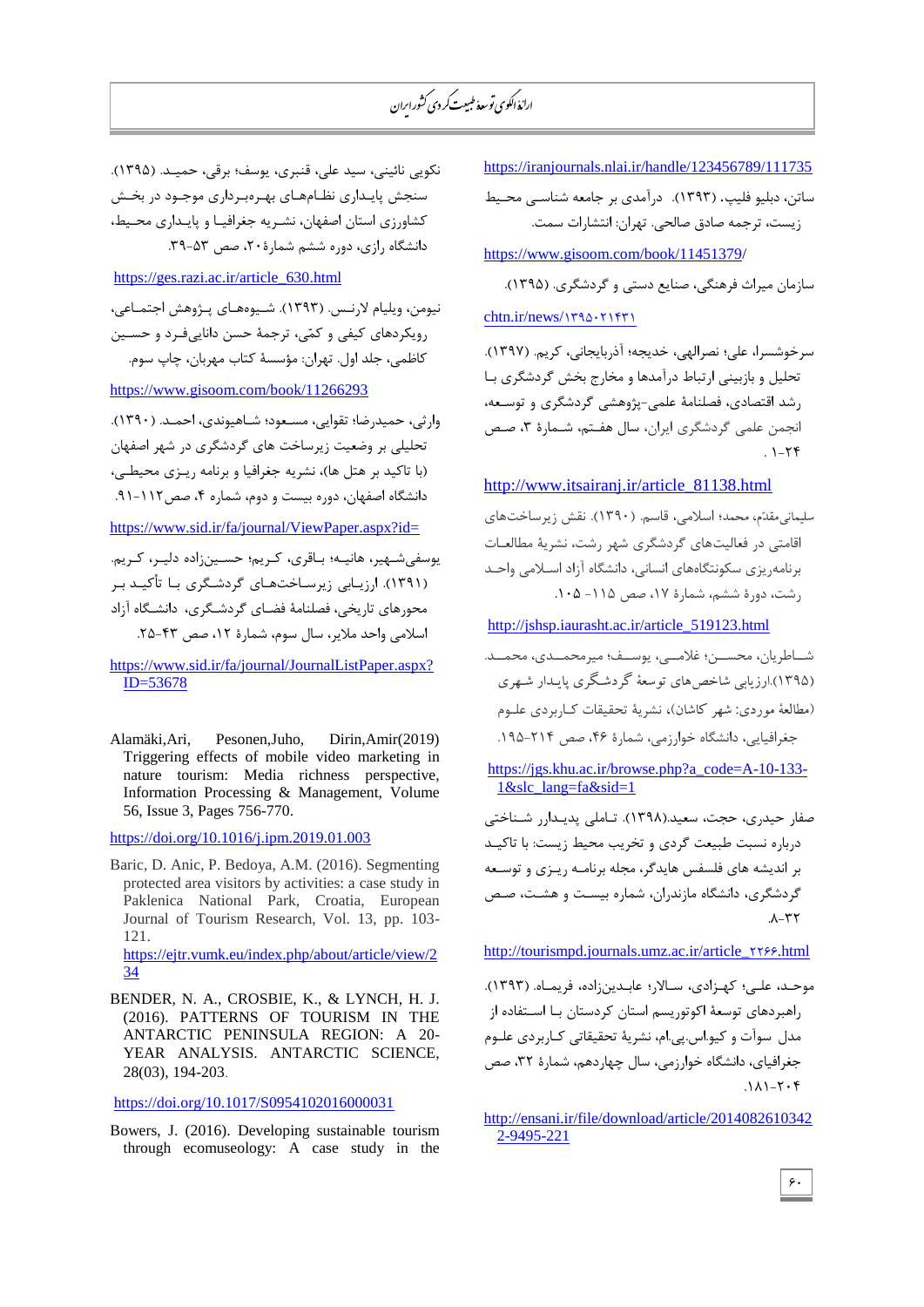https://iranjournals.nlai.ir/handle/123456789/111735

ساتن، دبلیو فلیپ. (۱۳۹۳). درآمدی بر جامعه شناسی محیط زیست، ترجمه صادق صالحی. تهران: انتشارات سمت.

https://www.gisoom.com/book/11451379/

سازمان میراث فرهنگی، صنایع دستی و گردشگری. (۱۳۹۵).

chtn.ir/news/۱۳۹۵۰۲۱۴۳۱

سرخوشسرا، علی؛ نصرالهی، خدیجه؛ آذربایجانی، کریم. (۱۳۹۷). تحلیل و بازبینی ارتباط درآمدها و مخارج بخش گردشگری با رشد اقتصادی، فصلنامهٔ علمی-پژوهشی گردشگری و توسعه، انجمن علمی گردشگری ایران، سال هفتم، شمارهٔ ۳، صص ۲۴-۱ .

http://www.itsairanj.ir/article_81138.html

سلیمانی‌مقدّم، محمد؛ اسلامی، قاسم. (۱۳۹۰). نقش زیرساخت‌های اقامتی در فعالیت‌های گردشگری شهر رشت، نشریهٔ مطالعات برنامه‌ریزی سکونتگاه‌های انسانی، دانشگاه آزاد اسلامی واحد رشت، دورهٔ ششم، شمارهٔ ۱۷، صص ۱۱۵ -۱۰۵.

http://jshsp.iaurasht.ac.ir/article_519123.html

شاطریان، محسن؛ غلامی، یوسف؛ میرمحمدی، محمد. (۱۳۹۵).ارزیابی شاخص‌های توسعهٔ گردشگری پایدار شهری (مطالعهٔ موردی: شهر کاشان)، نشریهٔ تحقیقات کاربردی علوم جغرافیایی، دانشگاه خوارزمی، شمارهٔ ۴۶، صص ۲۱۴-۱۹۵.

https://jgs.khu.ac.ir/browse.php?a_code=A-10-133-1&slc_lang=fa&sid=1

صفار حیدری، حجت، سعید.(۱۳۹۸). تاملی پدیدارر شناختی درباره نسبت طبیعت گردی و تخریب محیط زیست: با تاکید بر اندیشه های فلسفی هایدگر، مجله برنامه ریزی و توسعه گردشگری، دانشگاه مازندران، شماره بیست و هشت، صص ۳۲-۸.

http://tourismpd.journals.umz.ac.ir/article_۲۲۶۶.html

موحد، علی؛ کهزادی، سالار؛ عابدین‌زاده، فریماه. (۱۳۹۳). راهبردهای توسعهٔ اکوتوریسم استان کردستان با استفاده از مدل سوآت و کیواس.پی.ام، نشریهٔ تحقیقاتی کاربردی علوم جغرافیای، دانشگاه خوارزمی، سال چهاردهم، شمارهٔ ۳۲، صص ۲۰۴-۱۸۱.

http://ensani.ir/file/download/article/20140826103422-9495-221

نکویی نائینی، سید علی، قنبری، یوسف؛ برقی، حمید. (۱۳۹۵). سنجش پایداری نظام‌های بهره‌برداری موجود در بخش کشاورزی استان اصفهان، نشریه جغرافیا و پایداری محیط، دانشگاه رازی، دوره ششم شمارهٔ ۲۰، صص ۵۳-۳۹.

https://ges.razi.ac.ir/article_630.html

نیومن، ویلیام لارنس. (۱۳۹۳). شیوه‌های پژوهش اجتماعی، رویکردهای کیفی و کمّی، ترجمهٔ حسن دانایی‌فرد و حسین کاظمی، جلد اول. تهران: مؤسسهٔ کتاب مهربان، چاپ سوم.

https://www.gisoom.com/book/11266293

وارثی، حمیدرضا؛ تقوایی، مسعود؛ شاهیوندی، احمد. (۱۳۹۰). تحلیلی بر وضعیت زیرساخت های گردشگری در شهر اصفهان (با تاکید بر هتل ها)، نشریه جغرافیا و برنامه ریزی محیطی، دانشگاه اصفهان، دوره بیست و دوم، شماره ۴، صص۱۱۲-۹۱.

https://www.sid.ir/fa/journal/ViewPaper.aspx?id=

یوسفی‌شهیر، هانیه؛ باقری، کریم؛ حسین‌زاده دلیر، کریم. (۱۳۹۱). ارزیابی زیرساخت‌های گردشگری با تأکید بر محورهای تاریخی، فصلنامهٔ فضای گردشگری، دانشگاه آزاد اسلامی واحد ملایر، سال سوم، شمارهٔ ۱۲، صص ۴۳-۲۵.

https://www.sid.ir/fa/journal/JournalListPaper.aspx?ID=53678

Alamäki,Ari, Pesonen,Juho, Dirin,Amir(2019) Triggering effects of mobile video marketing in nature tourism: Media richness perspective, Information Processing & Management, Volume 56, Issue 3, Pages 756-770.

https://doi.org/10.1016/j.ipm.2019.01.003

Baric, D. Anic, P. Bedoya, A.M. (2016). Segmenting protected area visitors by activities: a case study in Paklenica National Park, Croatia, European Journal of Tourism Research, Vol. 13, pp. 103-121.
https://ejtr.vumk.eu/index.php/about/article/view/234

BENDER, N. A., CROSBIE, K., & LYNCH, H. J. (2016). PATTERNS OF TOURISM IN THE ANTARCTIC PENINSULA REGION: A 20-YEAR ANALYSIS. ANTARCTIC SCIENCE, 28(03), 194-203.

https://doi.org/10.1017/S0954102016000031

Bowers, J. (2016). Developing sustainable tourism through ecomuseology: A case study in the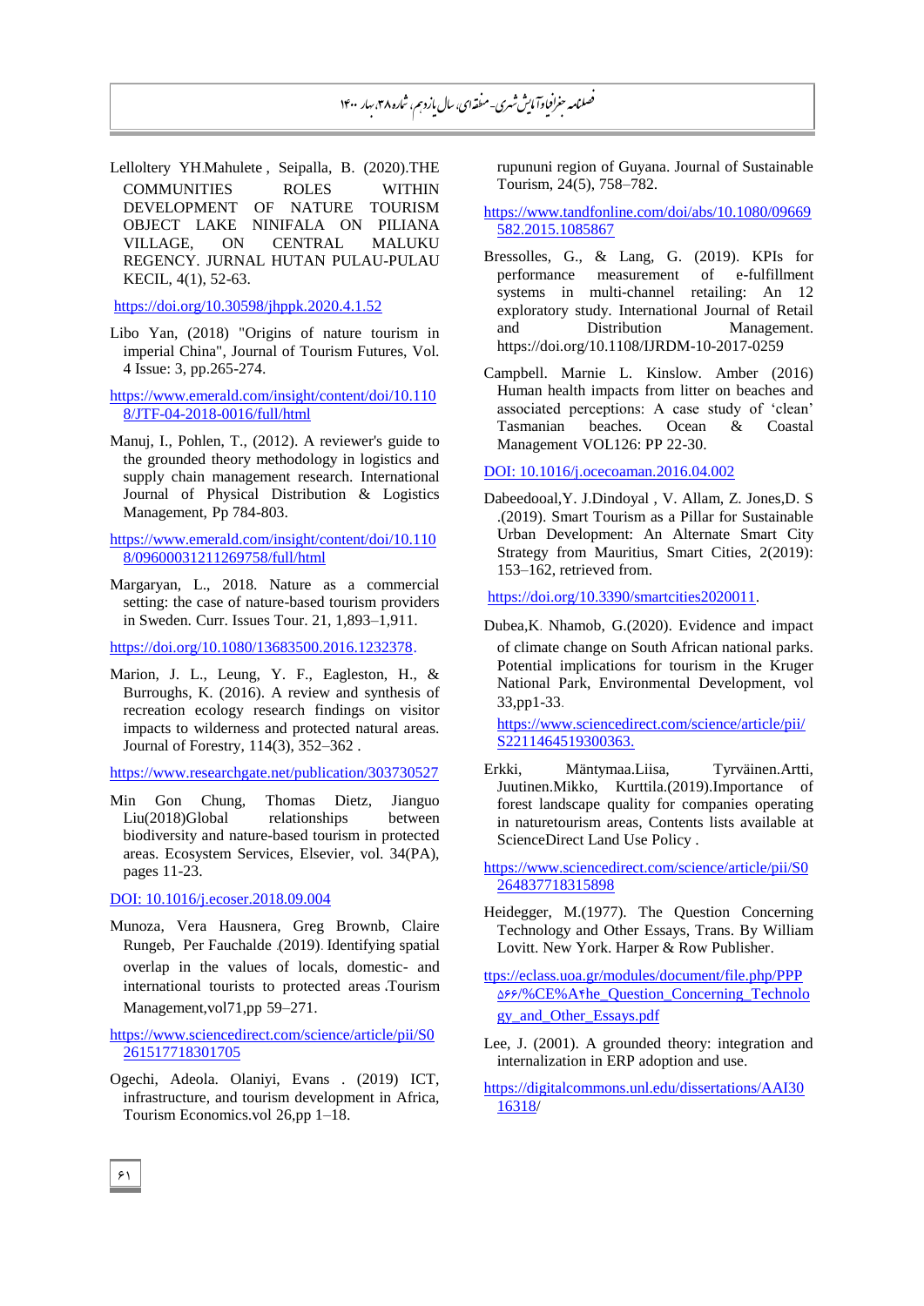Lelloltery YH.Mahulete , Seipalla, B. (2020).THE COMMUNITIES ROLES WITHIN DEVELOPMENT OF NATURE TOURISM OBJECT LAKE NINIFALA ON PILIANA VILLAGE, ON CENTRAL MALUKU REGENCY. JURNAL HUTAN PULAU-PULAU KECIL, 4(1), 52-63.

https://doi.org/10.30598/jhppk.2020.4.1.52

Libo Yan, (2018) "Origins of nature tourism in imperial China", Journal of Tourism Futures, Vol. 4 Issue: 3, pp.265-274.

https://www.emerald.com/insight/content/doi/10.1108/JTF-04-2018-0016/full/html

Manuj, I., Pohlen, T., (2012). A reviewer's guide to the grounded theory methodology in logistics and supply chain management research. International Journal of Physical Distribution & Logistics Management, Pp 784-803.

https://www.emerald.com/insight/content/doi/10.1108/09600031211269758/full/html

Margaryan, L., 2018. Nature as a commercial setting: the case of nature-based tourism providers in Sweden. Curr. Issues Tour. 21, 1,893–1,911.

https://doi.org/10.1080/13683500.2016.1232378.

Marion, J. L., Leung, Y. F., Eagleston, H., & Burroughs, K. (2016). A review and synthesis of recreation ecology research findings on visitor impacts to wilderness and protected natural areas. Journal of Forestry, 114(3), 352–362 .

https://www.researchgate.net/publication/303730527

Min Gon Chung, Thomas Dietz, Jianguo Liu(2018)Global relationships between biodiversity and nature-based tourism in protected areas. Ecosystem Services, Elsevier, vol. 34(PA), pages 11-23.

DOI: 10.1016/j.ecoser.2018.09.004

Munoza, Vera Hausnera, Greg Brownb, Claire Rungeb, Per Fauchalde (2019). Identifying spatial overlap in the values of locals, domestic- and international tourists to protected areas .Tourism Management,vol71,pp 59–271.

https://www.sciencedirect.com/science/article/pii/S0261517718301705

Ogechi, Adeola. Olaniyi, Evans . (2019) ICT, infrastructure, and tourism development in Africa, Tourism Economics.vol 26,pp 1–18.

rupununi region of Guyana. Journal of Sustainable Tourism, 24(5), 758–782.

https://www.tandfonline.com/doi/abs/10.1080/09669582.2015.1085867

Bressolles, G., & Lang, G. (2019). KPIs for performance measurement of e-fulfillment systems in multi-channel retailing: An exploratory study. International Journal of Retail and Distribution Management. https://doi.org/10.1108/IJRDM-10-2017-0259

Campbell. Marnie L. Kinslow. Amber (2016) Human health impacts from litter on beaches and associated perceptions: A case study of 'clean' Tasmanian beaches. Ocean & Coastal Management VOL126: PP 22-30.

DOI: 10.1016/j.ocecoaman.2016.04.002

Dabeedooal,Y. J.Dindoyal , V. Allam, Z. Jones,D. S .(2019). Smart Tourism as a Pillar for Sustainable Urban Development: An Alternate Smart City Strategy from Mauritius, Smart Cities, 2(2019): 153–162, retrieved from.

https://doi.org/10.3390/smartcities2020011.

Dubea,K. Nhamob, G.(2020). Evidence and impact of climate change on South African national parks. Potential implications for tourism in the Kruger National Park, Environmental Development, vol 33,pp1-33.

https://www.sciencedirect.com/science/article/pii/S2211464519300363.

Erkki, Mäntymaa.Liisa, Tyrväinen.Artti, Juutinen.Mikko, Kurttila.(2019).Importance of forest landscape quality for companies operating in naturetourism areas, Contents lists available at ScienceDirect Land Use Policy .

https://www.sciencedirect.com/science/article/pii/S0264837718315898

Heidegger, M.(1977). The Question Concerning Technology and Other Essays, Trans. By William Lovitt. New York. Harper & Row Publisher.

ttps://eclass.uoa.gr/modules/document/file.php/PPP۵۶۶/%CE%A۴he_Question_Concerning_Technology_and_Other_Essays.pdf

Lee, J. (2001). A grounded theory: integration and internalization in ERP adoption and use.

https://digitalcommons.unl.edu/dissertations/AAI3016318/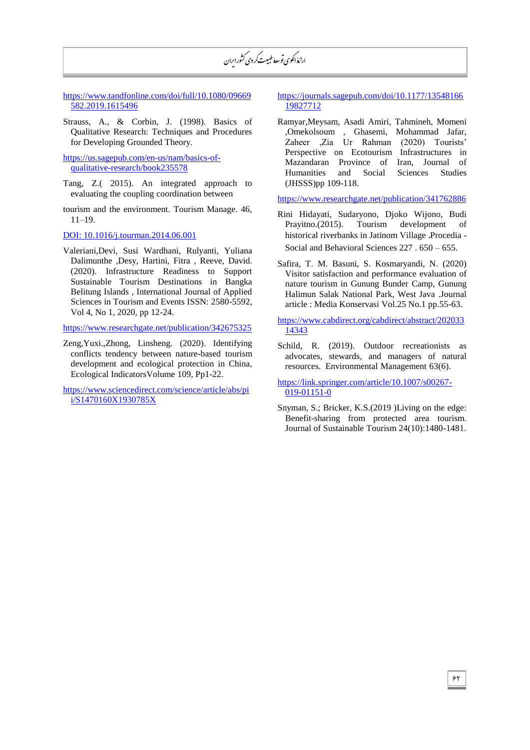https://www.tandfonline.com/doi/full/10.1080/09669582.2019.1615496

Strauss, A., & Corbin, J. (1998). Basics of Qualitative Research: Techniques and Procedures for Developing Grounded Theory.

https://us.sagepub.com/en-us/nam/basics-of-qualitative-research/book235578

Tang, Z.( 2015). An integrated approach to evaluating the coupling coordination between

tourism and the environment. Tourism Manage. 46, 11–19.

DOI: 10.1016/j.tourman.2014.06.001

Valeriani,Devi, Susi Wardhani, Rulyanti, Yuliana Dalimunthe ,Desy, Hartini, Fitra , Reeve, David. (2020). Infrastructure Readiness to Support Sustainable Tourism Destinations in Bangka Belitung Islands , International Journal of Applied Sciences in Tourism and Events ISSN: 2580-5592, Vol 4, No 1, 2020, pp 12-24.

https://www.researchgate.net/publication/342675325

Zeng,Yuxi.,Zhong, Linsheng. (2020). Identifying conflicts tendency between nature-based tourism development and ecological protection in China, Ecological IndicatorsVolume 109, Pp1-22.

https://www.sciencedirect.com/science/article/abs/pii/S1470160X1930785X

https://journals.sagepub.com/doi/10.1177/1354816619827712

Ramyar,Meysam, Asadi Amiri, Tahmineh, Momeni ,Omekolsoum , Ghasemi, Mohammad Jafar, Zaheer ,Zia Ur Rahman (2020) Tourists' Perspective on Ecotourism Infrastructures in Mazandaran Province of Iran, Journal of Humanities and Social Sciences Studies (JHSSS)pp 109-118.

https://www.researchgate.net/publication/341762886

Rini Hidayati, Sudaryono, Djoko Wijono, Budi Prayitno.(2015). Tourism development of historical riverbanks in Jatinom Village .Procedia - Social and Behavioral Sciences 227 . 650 – 655.

Safira, T. M. Basuni, S. Kosmaryandi, N. (2020) Visitor satisfaction and performance evaluation of nature tourism in Gunung Bunder Camp, Gunung Halimun Salak National Park, West Java .Journal article : Media Konservasi Vol.25 No.1 pp.55-63.

https://www.cabdirect.org/cabdirect/abstract/20203314343

Schild, R. (2019). Outdoor recreationists as advocates, stewards, and managers of natural resources. Environmental Management 63(6).

https://link.springer.com/article/10.1007/s00267-019-01151-0

Snyman, S.; Bricker, K.S.(2019 )Living on the edge: Benefit-sharing from protected area tourism. Journal of Sustainable Tourism 24(10):1480-1481.